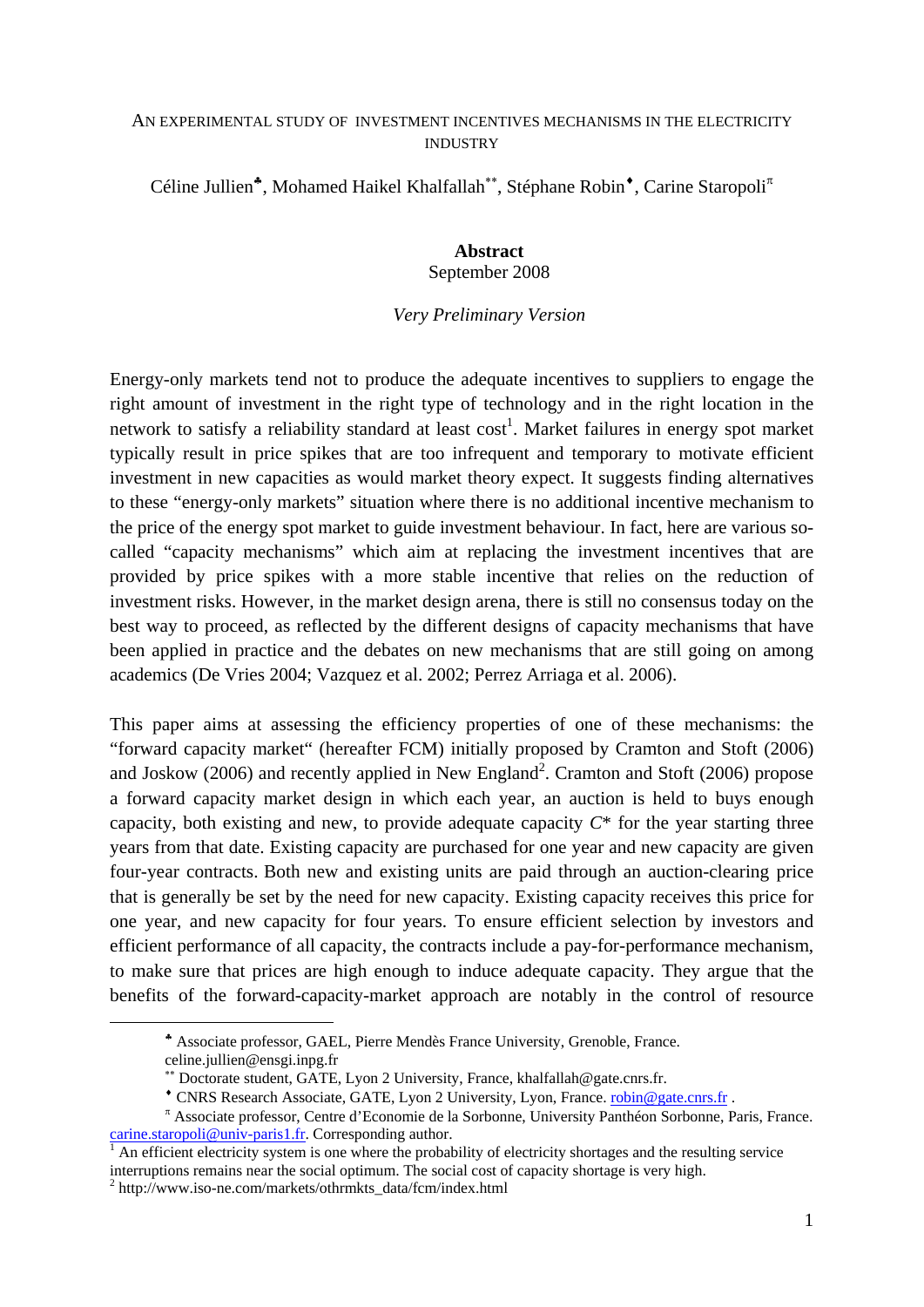# AN EXPERIMENTAL STUDY OF INVESTMENT INCENTIVES MECHANISMS IN THE ELECTRICITY INDUSTRY

Céline Jullien[♣], Mohamed Haikel Khalfallah[**], Stéphane Robin[♦], Carine Staropoli[π]

**Abstract**

September 2008

*Very Preliminary Version*

Energy-only markets tend not to produce the adequate incentives to suppliers to engage the right amount of investment in the right type of technology and in the right location in the network to satisfy a reliability standard at least cost[1]. Market failures in energy spot market typically result in price spikes that are too infrequent and temporary to motivate efficient investment in new capacities as would market theory expect. It suggests finding alternatives to these "energy-only markets" situation where there is no additional incentive mechanism to the price of the energy spot market to guide investment behaviour. In fact, here are various so-called "capacity mechanisms" which aim at replacing the investment incentives that are provided by price spikes with a more stable incentive that relies on the reduction of investment risks. However, in the market design arena, there is still no consensus today on the best way to proceed, as reflected by the different designs of capacity mechanisms that have been applied in practice and the debates on new mechanisms that are still going on among academics (De Vries 2004; Vazquez et al. 2002; Perrez Arriaga et al. 2006).

This paper aims at assessing the efficiency properties of one of these mechanisms: the "forward capacity market" (hereafter FCM) initially proposed by Cramton and Stoft (2006) and Joskow (2006) and recently applied in New England[2]. Cramton and Stoft (2006) propose a forward capacity market design in which each year, an auction is held to buys enough capacity, both existing and new, to provide adequate capacity $C^*$ for the year starting three years from that date. Existing capacity are purchased for one year and new capacity are given four-year contracts. Both new and existing units are paid through an auction-clearing price that is generally be set by the need for new capacity. Existing capacity receives this price for one year, and new capacity for four years. To ensure efficient selection by investors and efficient performance of all capacity, the contracts include a pay-for-performance mechanism, to make sure that prices are high enough to induce adequate capacity. They argue that the benefits of the forward-capacity-market approach are notably in the control of resource

---

[♣] Associate professor, GAEL, Pierre Mendès France University, Grenoble, France. celine.jullien@ensgi.inpg.fr

[**] Doctorate student, GATE, Lyon 2 University, France, khalfallah@gate.cnrs.fr.

[♦] CNRS Research Associate, GATE, Lyon 2 University, Lyon, France. robin@gate.cnrs.fr .

[π] Associate professor, Centre d'Economie de la Sorbonne, University Panthéon Sorbonne, Paris, France. carine.staropoli@univ-paris1.fr. Corresponding author.

[1] An efficient electricity system is one where the probability of electricity shortages and the resulting service interruptions remains near the social optimum. The social cost of capacity shortage is very high.

[2] http://www.iso-ne.com/markets/othrmkts_data/fcm/index.html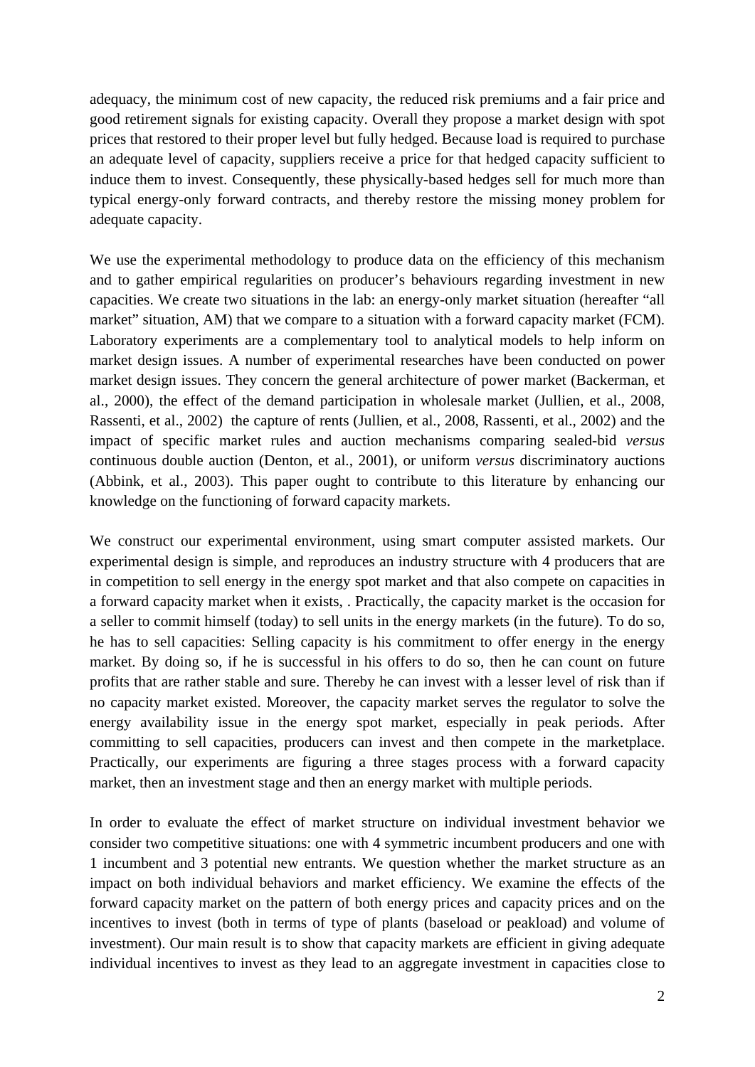adequacy, the minimum cost of new capacity, the reduced risk premiums and a fair price and good retirement signals for existing capacity. Overall they propose a market design with spot prices that restored to their proper level but fully hedged. Because load is required to purchase an adequate level of capacity, suppliers receive a price for that hedged capacity sufficient to induce them to invest. Consequently, these physically-based hedges sell for much more than typical energy-only forward contracts, and thereby restore the missing money problem for adequate capacity.

We use the experimental methodology to produce data on the efficiency of this mechanism and to gather empirical regularities on producer's behaviours regarding investment in new capacities. We create two situations in the lab: an energy-only market situation (hereafter "all market" situation, AM) that we compare to a situation with a forward capacity market (FCM). Laboratory experiments are a complementary tool to analytical models to help inform on market design issues. A number of experimental researches have been conducted on power market design issues. They concern the general architecture of power market (Backerman, et al., 2000), the effect of the demand participation in wholesale market (Jullien, et al., 2008, Rassenti, et al., 2002) the capture of rents (Jullien, et al., 2008, Rassenti, et al., 2002) and the impact of specific market rules and auction mechanisms comparing sealed-bid *versus* continuous double auction (Denton, et al., 2001), or uniform *versus* discriminatory auctions (Abbink, et al., 2003). This paper ought to contribute to this literature by enhancing our knowledge on the functioning of forward capacity markets.

We construct our experimental environment, using smart computer assisted markets. Our experimental design is simple, and reproduces an industry structure with 4 producers that are in competition to sell energy in the energy spot market and that also compete on capacities in a forward capacity market when it exists, . Practically, the capacity market is the occasion for a seller to commit himself (today) to sell units in the energy markets (in the future). To do so, he has to sell capacities: Selling capacity is his commitment to offer energy in the energy market. By doing so, if he is successful in his offers to do so, then he can count on future profits that are rather stable and sure. Thereby he can invest with a lesser level of risk than if no capacity market existed. Moreover, the capacity market serves the regulator to solve the energy availability issue in the energy spot market, especially in peak periods. After committing to sell capacities, producers can invest and then compete in the marketplace. Practically, our experiments are figuring a three stages process with a forward capacity market, then an investment stage and then an energy market with multiple periods.

In order to evaluate the effect of market structure on individual investment behavior we consider two competitive situations: one with 4 symmetric incumbent producers and one with 1 incumbent and 3 potential new entrants. We question whether the market structure as an impact on both individual behaviors and market efficiency. We examine the effects of the forward capacity market on the pattern of both energy prices and capacity prices and on the incentives to invest (both in terms of type of plants (baseload or peakload) and volume of investment). Our main result is to show that capacity markets are efficient in giving adequate individual incentives to invest as they lead to an aggregate investment in capacities close to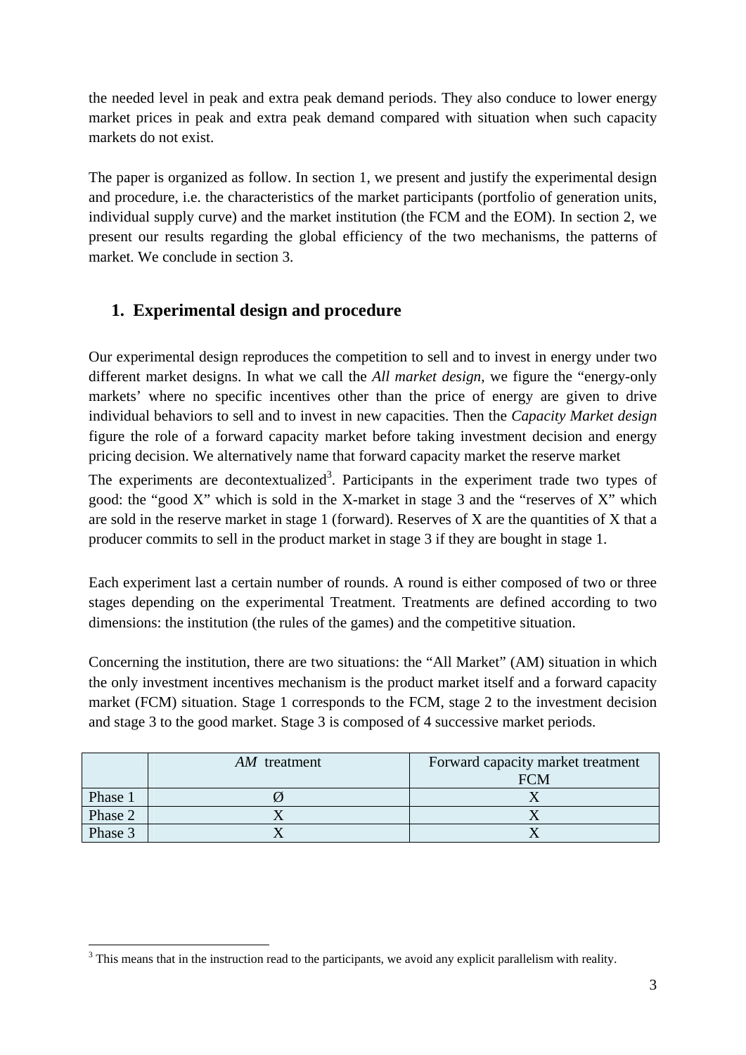the needed level in peak and extra peak demand periods. They also conduce to lower energy market prices in peak and extra peak demand compared with situation when such capacity markets do not exist.

The paper is organized as follow. In section 1, we present and justify the experimental design and procedure, i.e. the characteristics of the market participants (portfolio of generation units, individual supply curve) and the market institution (the FCM and the EOM). In section 2, we present our results regarding the global efficiency of the two mechanisms, the patterns of market. We conclude in section 3.

## 1. Experimental design and procedure

Our experimental design reproduces the competition to sell and to invest in energy under two different market designs. In what we call the *All market design*, we figure the "energy-only markets' where no specific incentives other than the price of energy are given to drive individual behaviors to sell and to invest in new capacities. Then the *Capacity Market design* figure the role of a forward capacity market before taking investment decision and energy pricing decision. We alternatively name that forward capacity market the reserve market

The experiments are decontextualized[3]. Participants in the experiment trade two types of good: the "good X" which is sold in the X-market in stage 3 and the "reserves of X" which are sold in the reserve market in stage 1 (forward). Reserves of X are the quantities of X that a producer commits to sell in the product market in stage 3 if they are bought in stage 1.

Each experiment last a certain number of rounds. A round is either composed of two or three stages depending on the experimental Treatment. Treatments are defined according to two dimensions: the institution (the rules of the games) and the competitive situation.

Concerning the institution, there are two situations: the "All Market" (AM) situation in which the only investment incentives mechanism is the product market itself and a forward capacity market (FCM) situation. Stage 1 corresponds to the FCM, stage 2 to the investment decision and stage 3 to the good market. Stage 3 is composed of 4 successive market periods.

| | *AM* treatment | Forward capacity market treatment FCM |
|---|---|---|
| Phase 1 | Ø | X |
| Phase 2 | X | X |
| Phase 3 | X | X |

[3] This means that in the instruction read to the participants, we avoid any explicit parallelism with reality.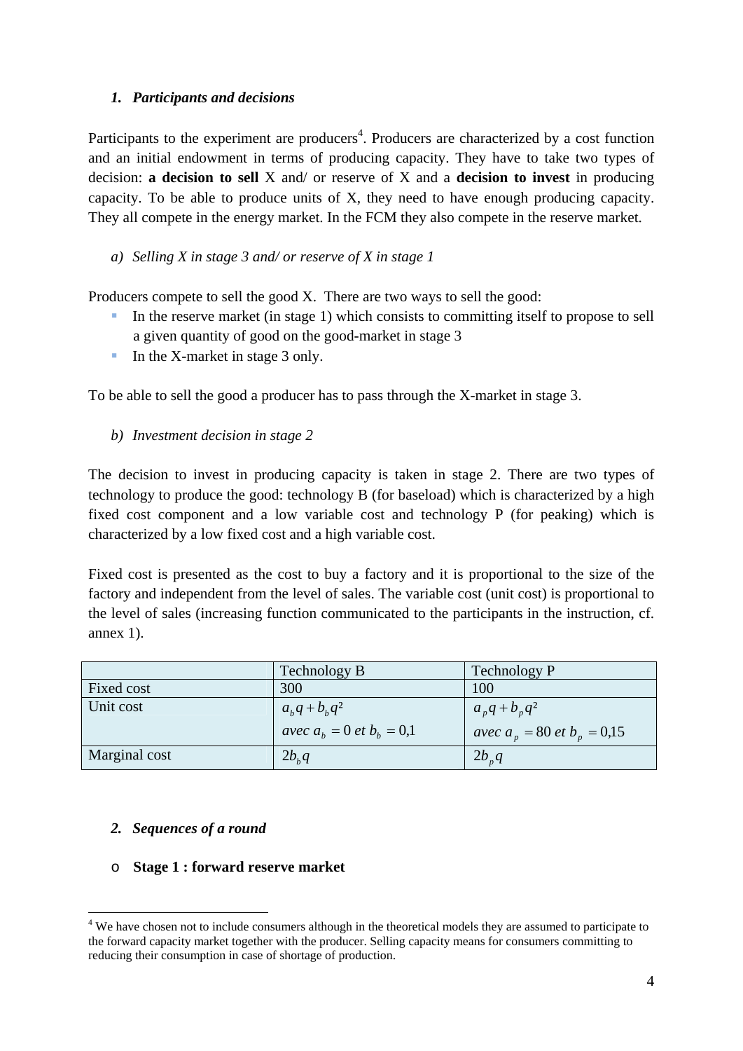## 1. *Participants and decisions*

Participants to the experiment are producers[4]. Producers are characterized by a cost function and an initial endowment in terms of producing capacity. They have to take two types of decision: **a decision to sell** X and/ or reserve of X and a **decision to invest** in producing capacity. To be able to produce units of X, they need to have enough producing capacity. They all compete in the energy market. In the FCM they also compete in the reserve market.

### a) *Selling X in stage 3 and/ or reserve of X in stage 1*

Producers compete to sell the good X. There are two ways to sell the good:

- In the reserve market (in stage 1) which consists to committing itself to propose to sell a given quantity of good on the good-market in stage 3
- In the X-market in stage 3 only.

To be able to sell the good a producer has to pass through the X-market in stage 3.

### b) *Investment decision in stage 2*

The decision to invest in producing capacity is taken in stage 2. There are two types of technology to produce the good: technology B (for baseload) which is characterized by a high fixed cost component and a low variable cost and technology P (for peaking) which is characterized by a low fixed cost and a high variable cost.

Fixed cost is presented as the cost to buy a factory and it is proportional to the size of the factory and independent from the level of sales. The variable cost (unit cost) is proportional to the level of sales (increasing function communicated to the participants in the instruction, cf. annex 1).

| | Technology B | Technology P |
|---|---|---|
| Fixed cost | 300 | 100 |
| Unit cost | $a_b q + b_b q^2$ <br> $avec\ a_b = 0\ et\ b_b = 0{,}1$ | $a_p q + b_p q^2$ <br> $avec\ a_p = 80\ et\ b_p = 0{,}15$ |
| Marginal cost | $2b_b q$ | $2b_p q$ |

## 2. *Sequences of a round*

- **Stage 1 : forward reserve market**

---

[4] We have chosen not to include consumers although in the theoretical models they are assumed to participate to the forward capacity market together with the producer. Selling capacity means for consumers committing to reducing their consumption in case of shortage of production.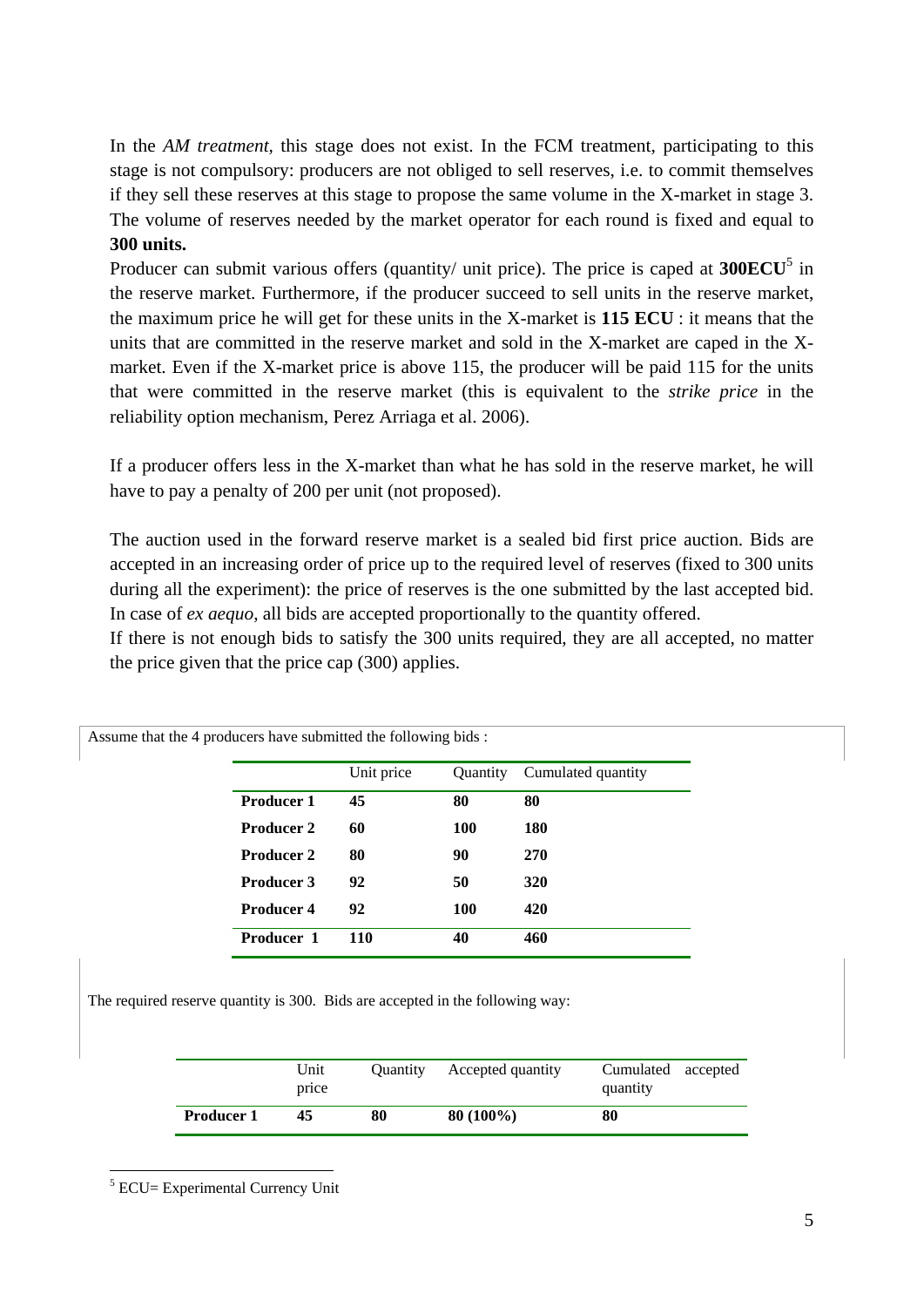In the *AM treatment*, this stage does not exist. In the FCM treatment, participating to this stage is not compulsory: producers are not obliged to sell reserves, i.e. to commit themselves if they sell these reserves at this stage to propose the same volume in the X-market in stage 3. The volume of reserves needed by the market operator for each round is fixed and equal to **300 units.**

Producer can submit various offers (quantity/ unit price). The price is caped at **300ECU**[5] in the reserve market. Furthermore, if the producer succeed to sell units in the reserve market, the maximum price he will get for these units in the X-market is **115 ECU** : it means that the units that are committed in the reserve market and sold in the X-market are caped in the X-market. Even if the X-market price is above 115, the producer will be paid 115 for the units that were committed in the reserve market (this is equivalent to the *strike price* in the reliability option mechanism, Perez Arriaga et al. 2006).

If a producer offers less in the X-market than what he has sold in the reserve market, he will have to pay a penalty of 200 per unit (not proposed).

The auction used in the forward reserve market is a sealed bid first price auction. Bids are accepted in an increasing order of price up to the required level of reserves (fixed to 300 units during all the experiment): the price of reserves is the one submitted by the last accepted bid. In case of *ex aequo*, all bids are accepted proportionally to the quantity offered.

If there is not enough bids to satisfy the 300 units required, they are all accepted, no matter the price given that the price cap (300) applies.

Assume that the 4 producers have submitted the following bids :

| | Unit price | Quantity | Cumulated quantity |
|---|---|---|---|
| **Producer 1** | **45** | **80** | **80** |
| **Producer 2** | **60** | **100** | **180** |
| **Producer 2** | **80** | **90** | **270** |
| **Producer 3** | **92** | **50** | **320** |
| **Producer 4** | **92** | **100** | **420** |
| **Producer 1** | **110** | **40** | **460** |

The required reserve quantity is 300. Bids are accepted in the following way:

| | Unit price | Quantity | Accepted quantity | Cumulated accepted quantity |
|---|---|---|---|---|
| **Producer 1** | **45** | **80** | **80 (100%)** | **80** |

[5] ECU= Experimental Currency Unit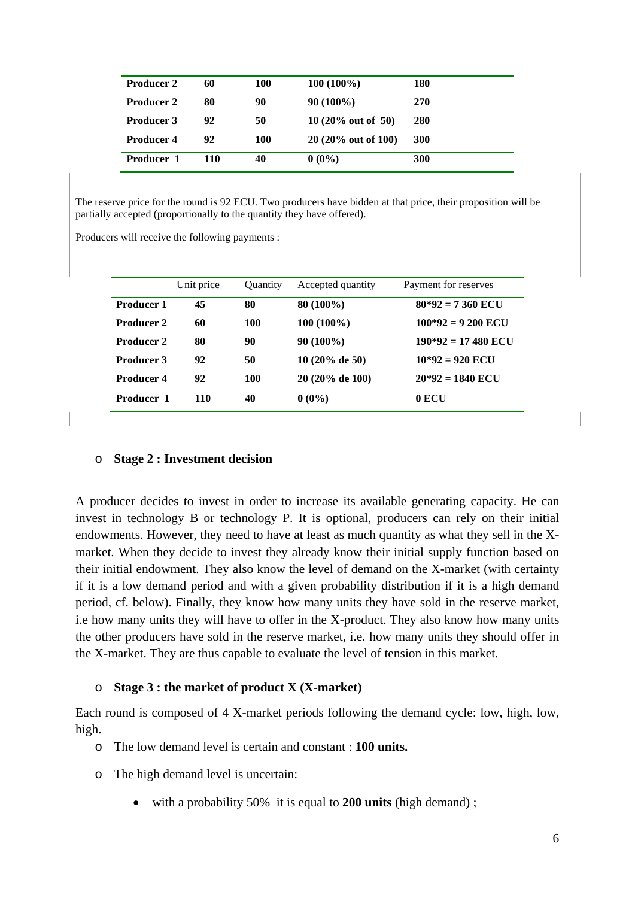| | | | | |
|---|---|---|---|---|
| **Producer 2** | **60** | **100** | **100 (100%)** | **180** |
| **Producer 2** | **80** | **90** | **90 (100%)** | **270** |
| **Producer 3** | **92** | **50** | **10 (20% out of 50)** | **280** |
| **Producer 4** | **92** | **100** | **20 (20% out of 100)** | **300** |
| **Producer 1** | **110** | **40** | **0 (0%)** | **300** |

The reserve price for the round is 92 ECU. Two producers have bidden at that price, their proposition will be partially accepted (proportionally to the quantity they have offered).

Producers will receive the following payments :

| | Unit price | Quantity | Accepted quantity | Payment for reserves |
|---|---|---|---|---|
| **Producer 1** | **45** | **80** | **80 (100%)** | **80*92 = 7 360 ECU** |
| **Producer 2** | **60** | **100** | **100 (100%)** | **100*92 = 9 200 ECU** |
| **Producer 2** | **80** | **90** | **90 (100%)** | **190*92 = 17 480 ECU** |
| **Producer 3** | **92** | **50** | **10 (20% de 50)** | **10*92 = 920 ECU** |
| **Producer 4** | **92** | **100** | **20 (20% de 100)** | **20*92 = 1840 ECU** |
| **Producer 1** | **110** | **40** | **0 (0%)** | **0 ECU** |

- **Stage 2 : Investment decision**

A producer decides to invest in order to increase its available generating capacity. He can invest in technology B or technology P. It is optional, producers can rely on their initial endowments. However, they need to have at least as much quantity as what they sell in the X-market. When they decide to invest they already know their initial supply function based on their initial endowment. They also know the level of demand on the X-market (with certainty if it is a low demand period and with a given probability distribution if it is a high demand period, cf. below). Finally, they know how many units they have sold in the reserve market, i.e how many units they will have to offer in the X-product. They also know how many units the other producers have sold in the reserve market, i.e. how many units they should offer in the X-market. They are thus capable to evaluate the level of tension in this market.

- **Stage 3 : the market of product X (X-market)**

Each round is composed of 4 X-market periods following the demand cycle: low, high, low, high.

- The low demand level is certain and constant : **100 units.**
- The high demand level is uncertain:
  - with a probability 50% it is equal to **200 units** (high demand) ;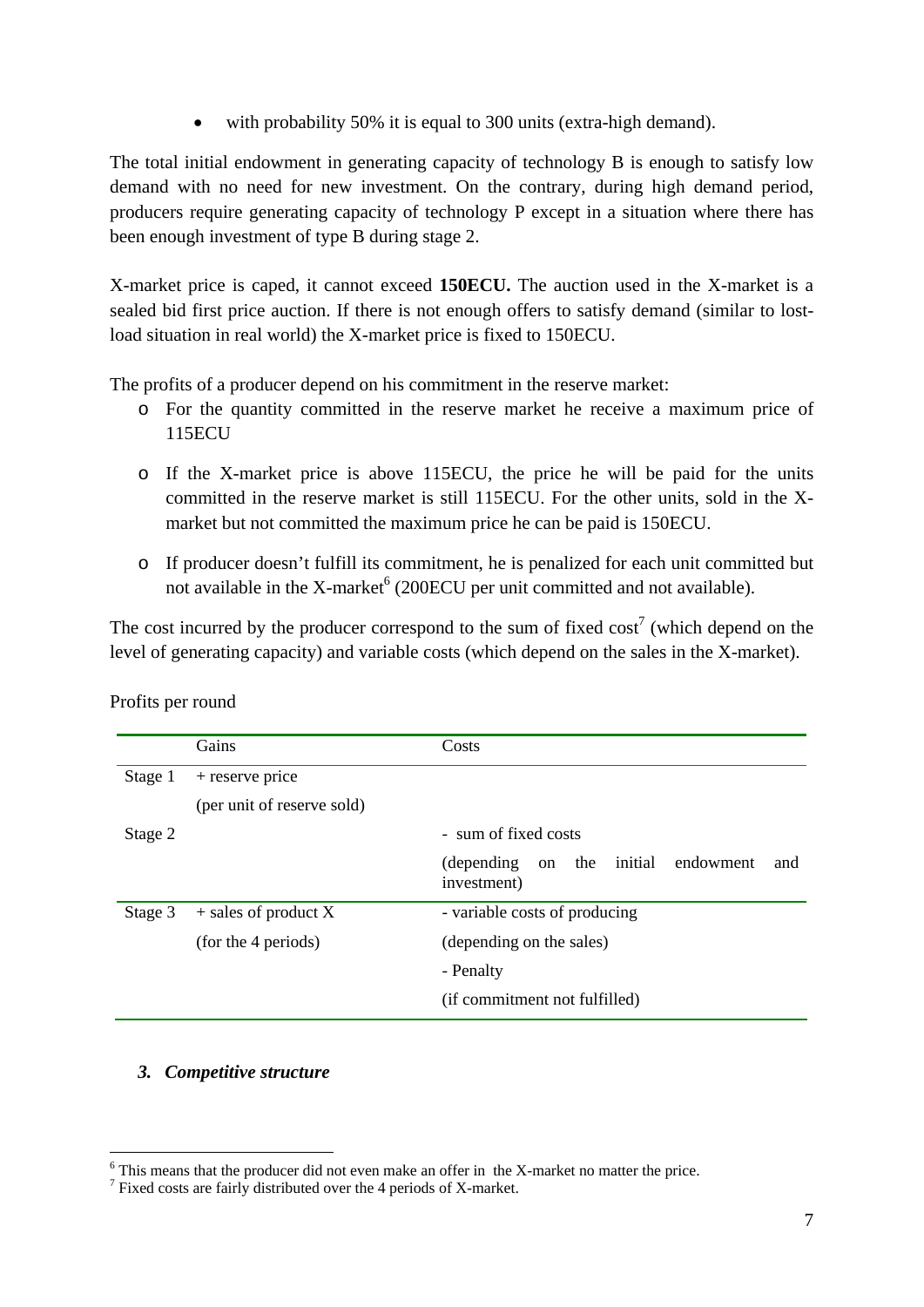- with probability 50% it is equal to 300 units (extra-high demand).

The total initial endowment in generating capacity of technology B is enough to satisfy low demand with no need for new investment. On the contrary, during high demand period, producers require generating capacity of technology P except in a situation where there has been enough investment of type B during stage 2.

X-market price is caped, it cannot exceed **150ECU.** The auction used in the X-market is a sealed bid first price auction. If there is not enough offers to satisfy demand (similar to lost-load situation in real world) the X-market price is fixed to 150ECU.

The profits of a producer depend on his commitment in the reserve market:

- For the quantity committed in the reserve market he receive a maximum price of 115ECU
- If the X-market price is above 115ECU, the price he will be paid for the units committed in the reserve market is still 115ECU. For the other units, sold in the X-market but not committed the maximum price he can be paid is 150ECU.
- If producer doesn't fulfill its commitment, he is penalized for each unit committed but not available in the X-market[6] (200ECU per unit committed and not available).

The cost incurred by the producer correspond to the sum of fixed cost[7] (which depend on the level of generating capacity) and variable costs (which depend on the sales in the X-market).

Profits per round

| | Gains | Costs |
|---|---|---|
| Stage 1 | + reserve price (per unit of reserve sold) | |
| Stage 2 | | - sum of fixed costs (depending on the initial endowment and investment) |
| Stage 3 | + sales of product X (for the 4 periods) | - variable costs of producing (depending on the sales) - Penalty (if commitment not fulfilled) |

### 3. *Competitive structure*

[6] This means that the producer did not even make an offer in the X-market no matter the price.

[7] Fixed costs are fairly distributed over the 4 periods of X-market.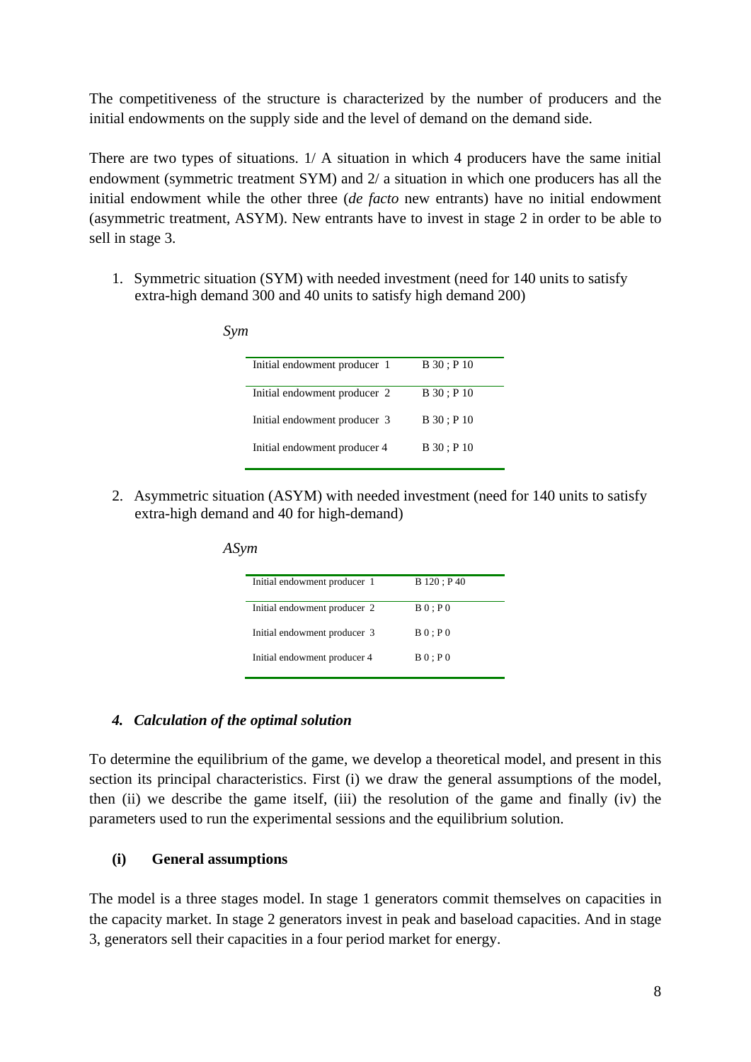The competitiveness of the structure is characterized by the number of producers and the initial endowments on the supply side and the level of demand on the demand side.

There are two types of situations. 1/ A situation in which 4 producers have the same initial endowment (symmetric treatment SYM) and 2/ a situation in which one producers has all the initial endowment while the other three (*de facto* new entrants) have no initial endowment (asymmetric treatment, ASYM). New entrants have to invest in stage 2 in order to be able to sell in stage 3.

1. Symmetric situation (SYM) with needed investment (need for 140 units to satisfy extra-high demand 300 and 40 units to satisfy high demand 200)

*Sym*

| Initial endowment producer 1 | B 30 ; P 10 |
|---|---|
| Initial endowment producer 2 | B 30 ; P 10 |
| Initial endowment producer 3 | B 30 ; P 10 |
| Initial endowment producer 4 | B 30 ; P 10 |

2. Asymmetric situation (ASYM) with needed investment (need for 140 units to satisfy extra-high demand and 40 for high-demand)

*ASym*

| Initial endowment producer 1 | B 120 ; P 40 |
|---|---|
| Initial endowment producer 2 | B 0 ; P 0 |
| Initial endowment producer 3 | B 0 ; P 0 |
| Initial endowment producer 4 | B 0 ; P 0 |

### *4. Calculation of the optimal solution*

To determine the equilibrium of the game, we develop a theoretical model, and present in this section its principal characteristics. First (i) we draw the general assumptions of the model, then (ii) we describe the game itself, (iii) the resolution of the game and finally (iv) the parameters used to run the experimental sessions and the equilibrium solution.

#### (i) General assumptions

The model is a three stages model. In stage 1 generators commit themselves on capacities in the capacity market. In stage 2 generators invest in peak and baseload capacities. And in stage 3, generators sell their capacities in a four period market for energy.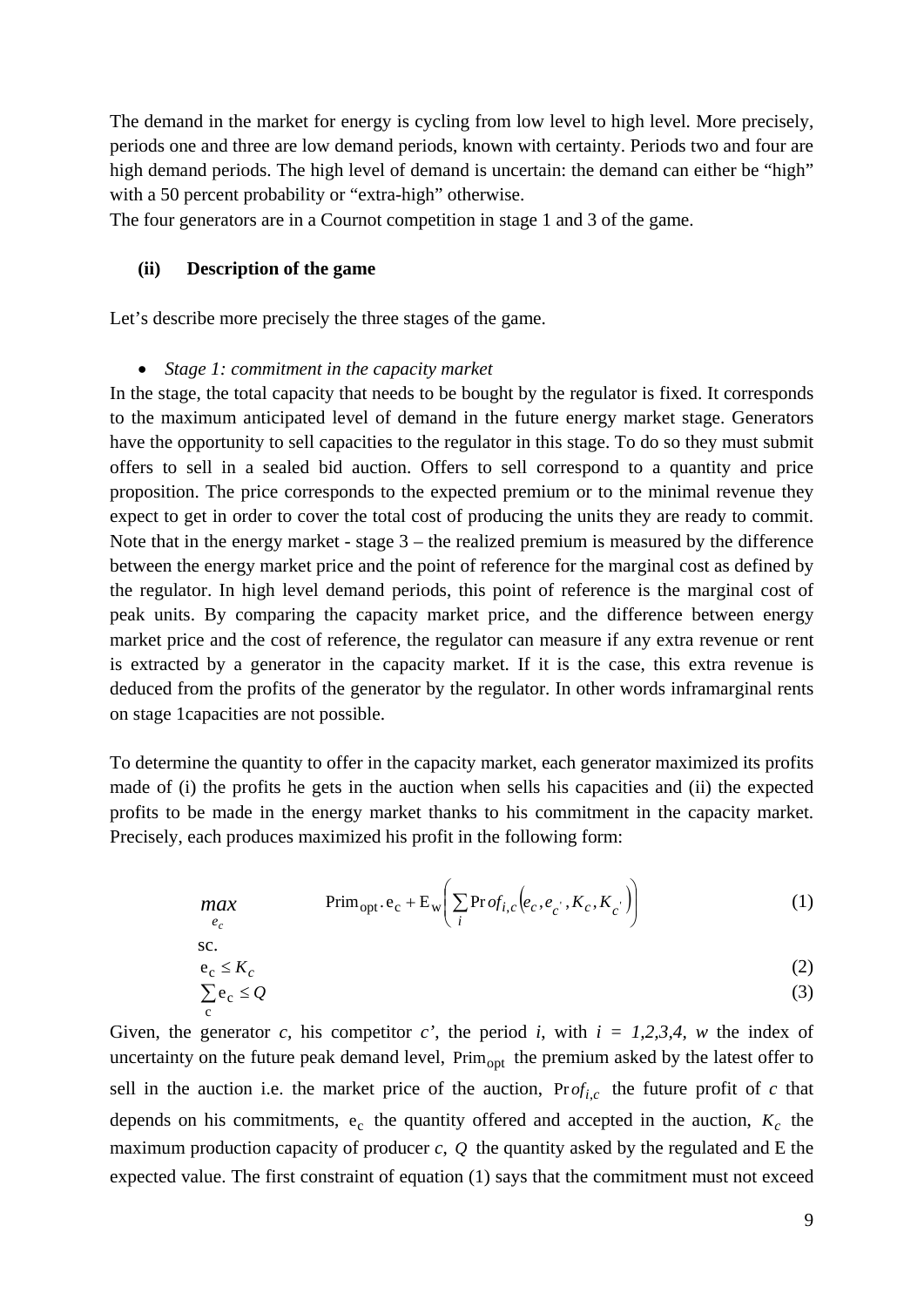The demand in the market for energy is cycling from low level to high level. More precisely, periods one and three are low demand periods, known with certainty. Periods two and four are high demand periods. The high level of demand is uncertain: the demand can either be "high" with a 50 percent probability or "extra-high" otherwise.
The four generators are in a Cournot competition in stage 1 and 3 of the game.

**(ii) Description of the game**

Let's describe more precisely the three stages of the game.

- *Stage 1: commitment in the capacity market*

In the stage, the total capacity that needs to be bought by the regulator is fixed. It corresponds to the maximum anticipated level of demand in the future energy market stage. Generators have the opportunity to sell capacities to the regulator in this stage. To do so they must submit offers to sell in a sealed bid auction. Offers to sell correspond to a quantity and price proposition. The price corresponds to the expected premium or to the minimal revenue they expect to get in order to cover the total cost of producing the units they are ready to commit. Note that in the energy market - stage 3 – the realized premium is measured by the difference between the energy market price and the point of reference for the marginal cost as defined by the regulator. In high level demand periods, this point of reference is the marginal cost of peak units. By comparing the capacity market price, and the difference between energy market price and the cost of reference, the regulator can measure if any extra revenue or rent is extracted by a generator in the capacity market. If it is the case, this extra revenue is deduced from the profits of the generator by the regulator. In other words inframarginal rents on stage 1capacities are not possible.

To determine the quantity to offer in the capacity market, each generator maximized its profits made of (i) the profits he gets in the auction when sells his capacities and (ii) the expected profits to be made in the energy market thanks to his commitment in the capacity market. Precisely, each produces maximized his profit in the following form:

$$\max_{e_c} \quad \mathrm{Prim_{opt}}.\mathrm{e_c} + \mathrm{E_w}\left(\sum_i \mathrm{Pr}\,of_{i,c}\left(e_c, e_{c'}, K_c, K_{c'}\right)\right) \tag{1}$$

sc.

$$\mathrm{e_c} \leq K_c \tag{2}$$

$$\sum_{\mathrm{c}} \mathrm{e_c} \leq Q \tag{3}$$

Given, the generator *c*, his competitor *c'*, the period *i*, with *i = 1,2,3,4*, *w* the index of uncertainty on the future peak demand level, $\mathrm{Prim_{opt}}$ the premium asked by the latest offer to sell in the auction i.e. the market price of the auction, $\mathrm{Pr}\,of_{i,c}$ the future profit of *c* that depends on his commitments, $\mathrm{e_c}$ the quantity offered and accepted in the auction, $K_c$ the maximum production capacity of producer *c*, $Q$ the quantity asked by the regulated and E the expected value. The first constraint of equation (1) says that the commitment must not exceed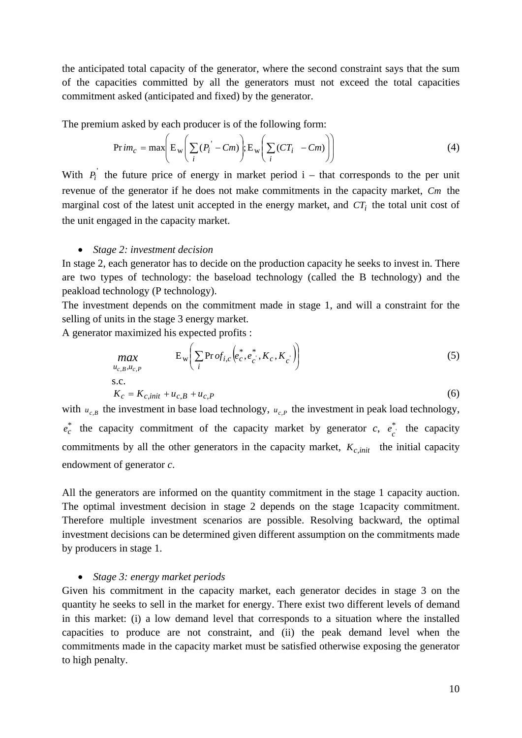the anticipated total capacity of the generator, where the second constraint says that the sum of the capacities committed by all the generators must not exceed the total capacities commitment asked (anticipated and fixed) by the generator.

The premium asked by each producer is of the following form:

$$\Pr im_c = \max\left( \mathrm{E}_{\mathrm{W}}\left( \sum_i (P_i^{'} - Cm) \right); \mathrm{E}_{\mathrm{W}}\left( \sum_i (CT_i \quad - Cm) \right) \right) \tag{4}$$

With $P_i^{'}$ the future price of energy in market period i – that corresponds to the per unit revenue of the generator if he does not make commitments in the capacity market, $Cm$ the marginal cost of the latest unit accepted in the energy market, and $CT_i$ the total unit cost of the unit engaged in the capacity market.

- *Stage 2: investment decision*

In stage 2, each generator has to decide on the production capacity he seeks to invest in. There are two types of technology: the baseload technology (called the B technology) and the peakload technology (P technology).
The investment depends on the commitment made in stage 1, and will a constraint for the selling of units in the stage 3 energy market.
A generator maximized his expected profits :

$$\max_{u_{c,B}, u_{c,P}} \qquad \mathrm{E}_{\mathrm{W}}\left( \sum_i \Pr of_{i,c}\left( e_c^*, e_{c'}^*, K_c, K_{c'} \right) \right) \tag{5}$$

s.c.

$$K_c = K_{c,init} + u_{c,B} + u_{c,P} \tag{6}$$

with $u_{c,B}$ the investment in base load technology, $u_{c,P}$ the investment in peak load technology, $e_c^*$ the capacity commitment of the capacity market by generator *c*, $e_{c'}^*$ the capacity commitments by all the other generators in the capacity market, $K_{c,init}$ the initial capacity endowment of generator *c*.

All the generators are informed on the quantity commitment in the stage 1 capacity auction. The optimal investment decision in stage 2 depends on the stage 1capacity commitment. Therefore multiple investment scenarios are possible. Resolving backward, the optimal investment decisions can be determined given different assumption on the commitments made by producers in stage 1.

- *Stage 3: energy market periods*

Given his commitment in the capacity market, each generator decides in stage 3 on the quantity he seeks to sell in the market for energy. There exist two different levels of demand in this market: (i) a low demand level that corresponds to a situation where the installed capacities to produce are not constraint, and (ii) the peak demand level when the commitments made in the capacity market must be satisfied otherwise exposing the generator to high penalty.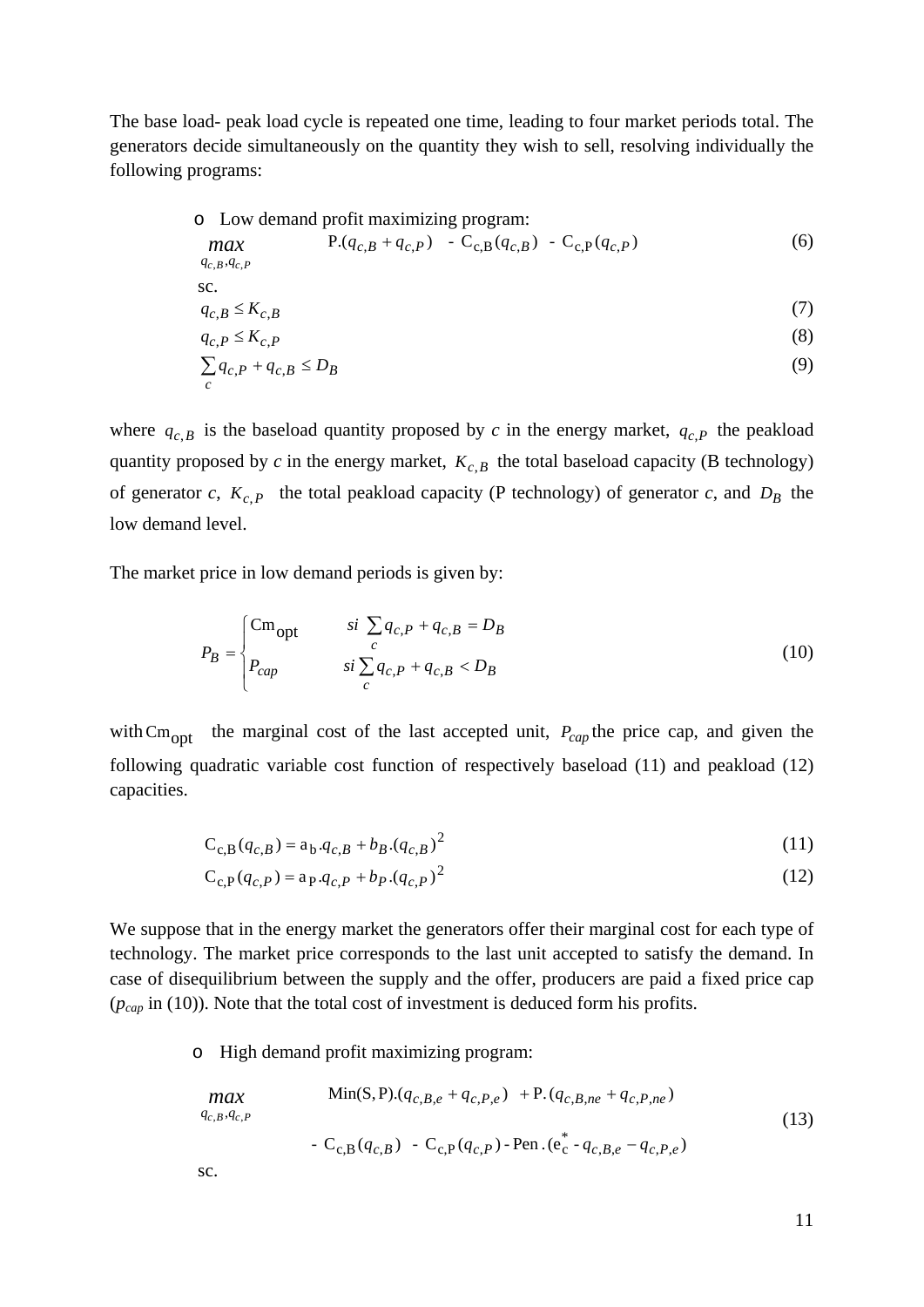The base load- peak load cycle is repeated one time, leading to four market periods total. The generators decide simultaneously on the quantity they wish to sell, resolving individually the following programs:

- Low demand profit maximizing program:

$$\max_{q_{c,B},q_{c,P}} \quad \mathrm{P}.(q_{c,B}+q_{c,P}) \;-\; \mathrm{C}_{\mathrm{c,B}}(q_{c,B}) \;-\; \mathrm{C}_{\mathrm{c,P}}(q_{c,P}) \tag{6}$$

sc.

$$q_{c,B} \le K_{c,B} \tag{7}$$

$$q_{c,P} \le K_{c,P} \tag{8}$$

$$\sum_{c} q_{c,P} + q_{c,B} \le D_B \tag{9}$$

where $q_{c,B}$ is the baseload quantity proposed by *c* in the energy market, $q_{c,P}$ the peakload quantity proposed by *c* in the energy market, $K_{c,B}$ the total baseload capacity (B technology) of generator *c*, $K_{c,P}$ the total peakload capacity (P technology) of generator *c*, and $D_B$ the low demand level.

The market price in low demand periods is given by:

$$P_B = \begin{cases} \mathrm{Cm}_{\mathrm{opt}} & si \; \sum_{c} q_{c,P} + q_{c,B} = D_B \\ P_{cap} & si \sum_{c} q_{c,P} + q_{c,B} < D_B \end{cases} \tag{10}$$

with $\mathrm{Cm}_{\mathrm{opt}}$ the marginal cost of the last accepted unit, $P_{cap}$ the price cap, and given the following quadratic variable cost function of respectively baseload (11) and peakload (12) capacities.

$$\mathrm{C}_{\mathrm{c,B}}(q_{c,B}) = \mathrm{a}_{\mathrm{b}}.q_{c,B} + b_B.(q_{c,B})^2 \tag{11}$$

$$\mathrm{C}_{\mathrm{c,P}}(q_{c,P}) = \mathrm{a}_{\mathrm{P}}.q_{c,P} + b_P.(q_{c,P})^2 \tag{12}$$

We suppose that in the energy market the generators offer their marginal cost for each type of technology. The market price corresponds to the last unit accepted to satisfy the demand. In case of disequilibrium between the supply and the offer, producers are paid a fixed price cap ($p_{cap}$ in (10)). Note that the total cost of investment is deduced form his profits.

- High demand profit maximizing program:

$$\max_{q_{c,B},q_{c,P}} \quad \mathrm{Min(S,P)}.(q_{c,B,e}+q_{c,P,e}) \;+\mathrm{P}.(q_{c,B,ne}+q_{c,P,ne}) \;-\; \mathrm{C}_{\mathrm{c,B}}(q_{c,B}) \;-\; \mathrm{C}_{\mathrm{c,P}}(q_{c,P}) - \mathrm{Pen}.(\mathrm{e}_{\mathrm{c}}^{*} - q_{c,B,e} - q_{c,P,e}) \tag{13}$$

sc.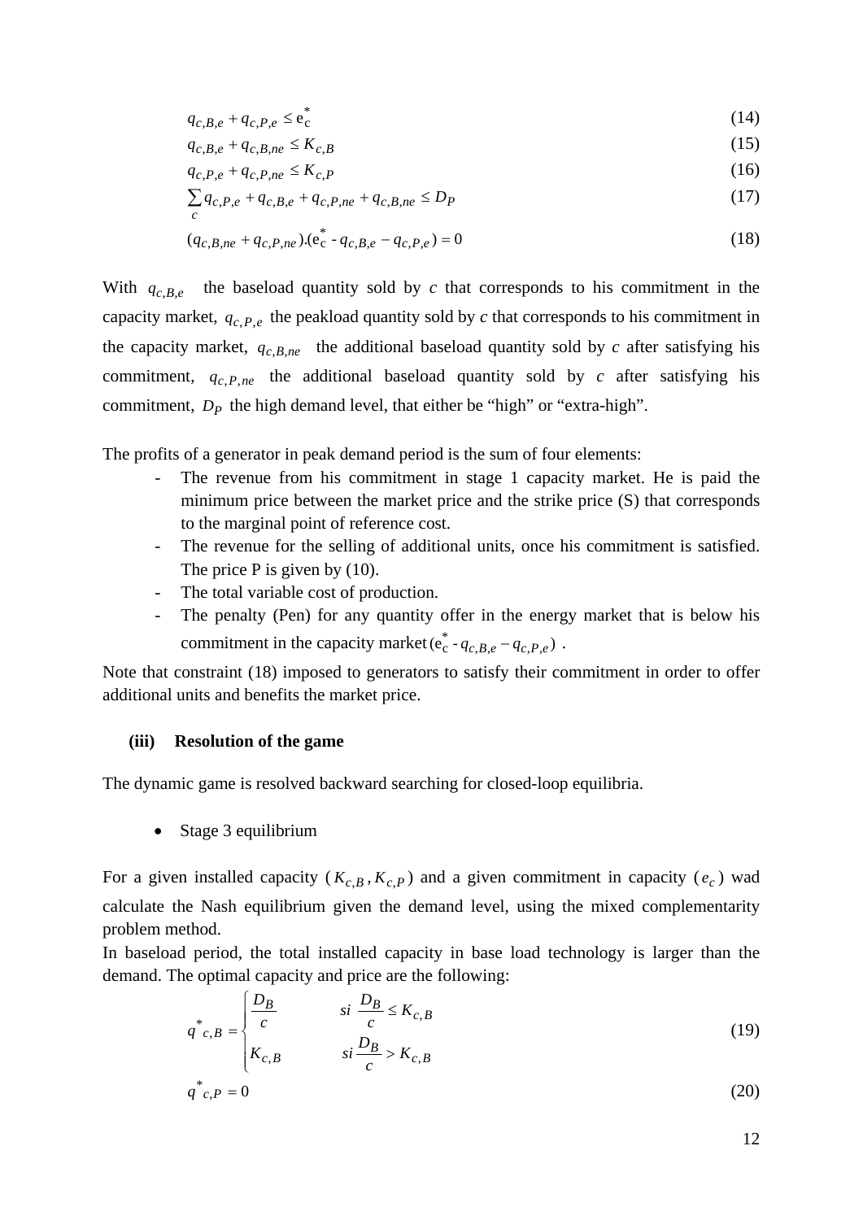$$q_{c,B,e} + q_{c,P,e} \leq \mathrm{e}_{\mathrm{c}}^{*} \tag{14}$$

$$q_{c,B,e} + q_{c,B,ne} \leq K_{c,B} \tag{15}$$

$$q_{c,P,e} + q_{c,P,ne} \leq K_{c,P} \tag{16}$$

$$\sum_{c} q_{c,P,e} + q_{c,B,e} + q_{c,P,ne} + q_{c,B,ne} \leq D_P \tag{17}$$

$$(q_{c,B,ne} + q_{c,P,ne}).(\mathrm{e}_{\mathrm{c}}^{*} - q_{c,B,e} - q_{c,P,e}) = 0 \tag{18}$$

With $q_{c,B,e}$ the baseload quantity sold by *c* that corresponds to his commitment in the capacity market, $q_{C,P,e}$ the peakload quantity sold by *c* that corresponds to his commitment in the capacity market, $q_{c,B,ne}$ the additional baseload quantity sold by *c* after satisfying his commitment, $q_{c,P,ne}$ the additional baseload quantity sold by *c* after satisfying his commitment, $D_P$ the high demand level, that either be "high" or "extra-high".

The profits of a generator in peak demand period is the sum of four elements:

- The revenue from his commitment in stage 1 capacity market. He is paid the minimum price between the market price and the strike price (S) that corresponds to the marginal point of reference cost.
- The revenue for the selling of additional units, once his commitment is satisfied. The price P is given by (10).
- The total variable cost of production.
- The penalty (Pen) for any quantity offer in the energy market that is below his commitment in the capacity market $(\mathrm{e}_{\mathrm{c}}^{*} - q_{c,B,e} - q_{c,P,e})$ .

Note that constraint (18) imposed to generators to satisfy their commitment in order to offer additional units and benefits the market price.

**(iii) Resolution of the game**

The dynamic game is resolved backward searching for closed-loop equilibria.

- Stage 3 equilibrium

For a given installed capacity ( $K_{c,B}, K_{c,P}$ ) and a given commitment in capacity ( $e_c$ ) wad calculate the Nash equilibrium given the demand level, using the mixed complementarity problem method.

In baseload period, the total installed capacity in base load technology is larger than the demand. The optimal capacity and price are the following:

$$q^{*}_{c,B} = \begin{cases} \dfrac{D_B}{c} & si \ \dfrac{D_B}{c} \leq K_{c,B} \\ K_{c,B} & si \ \dfrac{D_B}{c} > K_{c,B} \end{cases} \tag{19}$$

$$q^{*}_{c,P} = 0 \tag{20}$$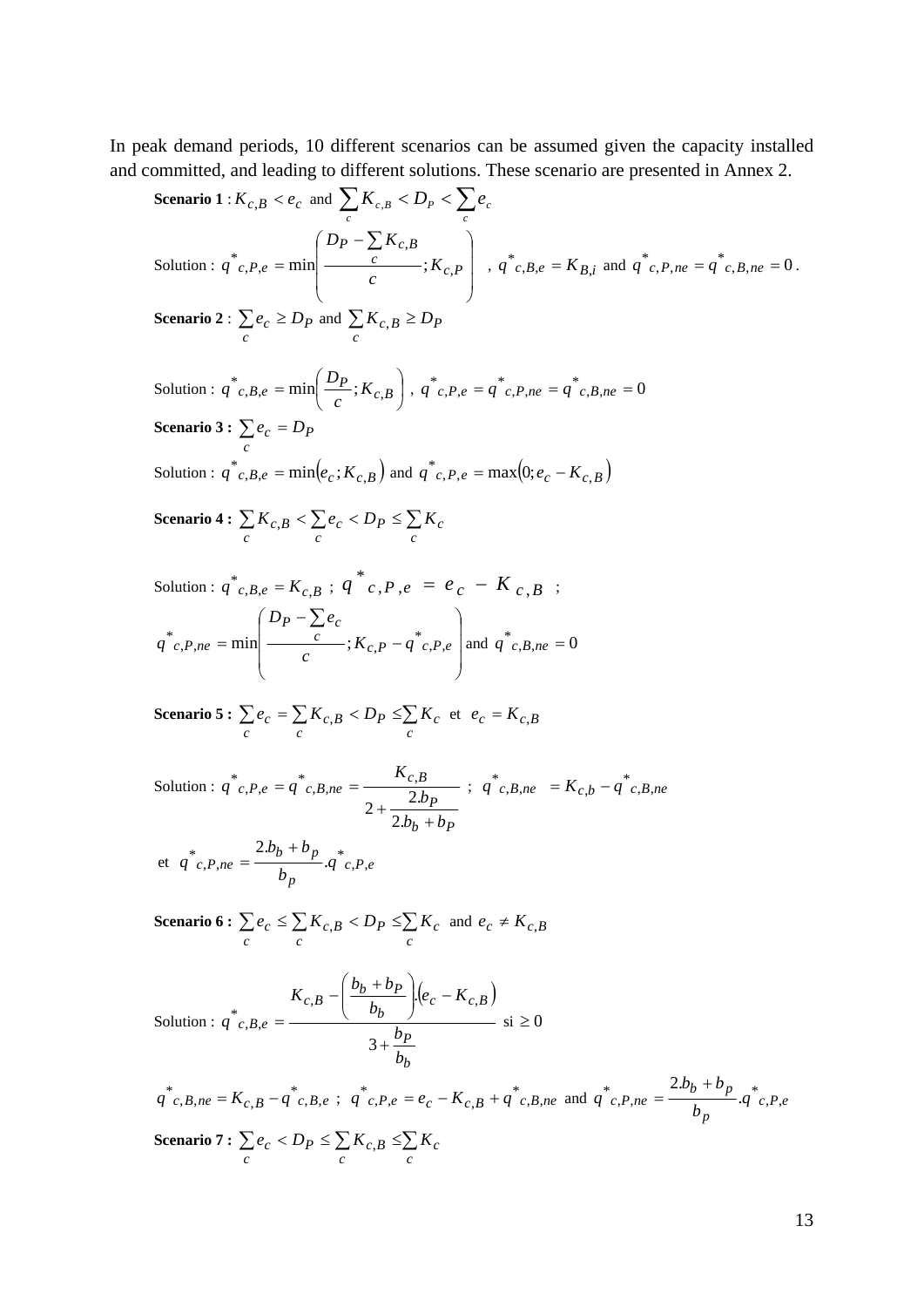In peak demand periods, 10 different scenarios can be assumed given the capacity installed and committed, and leading to different solutions. These scenario are presented in Annex 2.

**Scenario 1** : $K_{c,B} < e_c$ and $\sum_c K_{c,B} < D_P < \sum_c e_c$

Solution : $q^*_{c,P,e} = \min\left( \frac{D_P - \sum_c K_{c,B}}{c} ; K_{c,P} \right)$ , $q^*_{c,B,e} = K_{B,i}$ and $q^*_{c,P,ne} = q^*_{c,B,ne} = 0$.

**Scenario 2** : $\sum_c e_c \geq D_P$ and $\sum_c K_{c,B} \geq D_P$

Solution : $q^*_{c,B,e} = \min\left( \frac{D_P}{c} ; K_{c,B} \right)$ , $q^*_{c,P,e} = q^*_{c,P,ne} = q^*_{c,B,ne} = 0$

**Scenario 3 :** $\sum_c e_c = D_P$

Solution : $q^*_{c,B,e} = \min\left(e_c ; K_{c,B}\right)$ and $q^*_{c,P,e} = \max\left(0; e_c - K_{c,B}\right)$

**Scenario 4 :** $\sum_c K_{c,B} < \sum_c e_c < D_P \leq \sum_c K_c$

Solution : $q^*_{c,B,e} = K_{c,B}$ ; $q^*_{c,P,e} = e_c - K_{c,B}$ ;

$q^*_{c,P,ne} = \min\left( \frac{D_P - \sum_c e_c}{c} ; K_{c,P} - q^*_{c,P,e} \right)$ and $q^*_{c,B,ne} = 0$

**Scenario 5 :** $\sum_c e_c = \sum_c K_{c,B} < D_P \leq \sum_c K_c$ et $e_c = K_{c,B}$

Solution : $q^*_{c,P,e} = q^*_{c,B,ne} = \dfrac{K_{c,B}}{2 + \dfrac{2.b_P}{2.b_b + b_P}}$ ; $q^*_{c,B,ne} = K_{c,b} - q^*_{c,B,ne}$

et $q^*_{c,P,ne} = \dfrac{2.b_b + b_p}{b_p} . q^*_{c,P,e}$

**Scenario 6 :** $\sum_c e_c \leq \sum_c K_{c,B} < D_P \leq \sum_c K_c$ and $e_c \neq K_{c,B}$

Solution : $q^*_{c,B,e} = \dfrac{K_{c,B} - \left( \dfrac{b_b + b_P}{b_b} \right) . \left(e_c - K_{c,B}\right)}{3 + \dfrac{b_P}{b_b}}$ si $\geq 0$

$q^*_{c,B,ne} = K_{c,B} - q^*_{c,B,e}$ ; $q^*_{c,P,e} = e_c - K_{c,B} + q^*_{c,B,ne}$ and $q^*_{c,P,ne} = \dfrac{2.b_b + b_p}{b_p} . q^*_{c,P,e}$

**Scenario 7 :** $\sum_c e_c < D_P \leq \sum_c K_{c,B} \leq \sum_c K_c$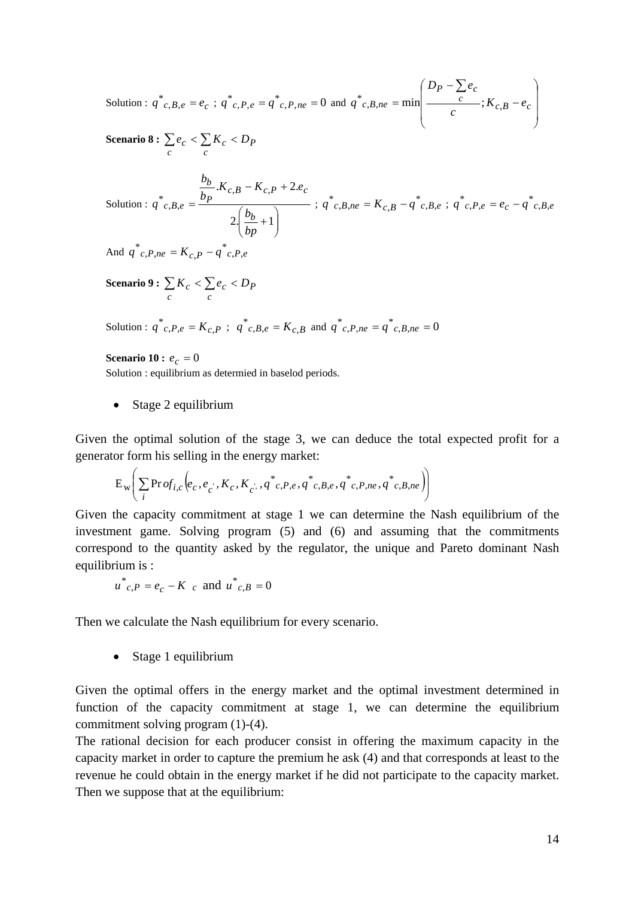Solution : $q^*_{c,B,e} = e_c$ ; $q^*_{c,P,e} = q^*_{c,P,ne} = 0$ and $q^*_{c,B,ne} = \min\left(\frac{D_P - \sum_c e_c}{c}; K_{c,B} - e_c\right)$

**Scenario 8 :** $\sum_c e_c < \sum_c K_c < D_P$

Solution : $q^*_{c,B,e} = \dfrac{\frac{b_b}{b_P}.K_{c,B} - K_{c,P} + 2.e_c}{2.\left(\frac{b_b}{bp} + 1\right)}$ ; $q^*_{c,B,ne} = K_{c,B} - q^*_{c,B,e}$ ; $q^*_{c,P,e} = e_c - q^*_{c,B,e}$

And $q^*_{c,P,ne} = K_{c,P} - q^*_{c,P,e}$

**Scenario 9 :** $\sum_c K_c < \sum_c e_c < D_P$

Solution : $q^*_{c,P,e} = K_{c,P}$ ; $q^*_{c,B,e} = K_{c,B}$ and $q^*_{c,P,ne} = q^*_{c,B,ne} = 0$

**Scenario 10 :** $e_c = 0$

Solution : equilibrium as determied in baselod periods.

- Stage 2 equilibrium

Given the optimal solution of the stage 3, we can deduce the total expected profit for a generator form his selling in the energy market:

$$\mathrm{E}_{\mathrm{W}}\left(\sum_i \mathrm{Pr}\,of_{i,c}\left(e_c, e_{c'}, K_c, K_{c'}, q^*_{c,P,e}, q^*_{c,B,e}, q^*_{c,P,ne}, q^*_{c,B,ne}\right)\right)$$

Given the capacity commitment at stage 1 we can determine the Nash equilibrium of the investment game. Solving program (5) and (6) and assuming that the commitments correspond to the quantity asked by the regulator, the unique and Pareto dominant Nash equilibrium is :

$$u^*_{c,P} = e_c - K_c \text{ and } u^*_{c,B} = 0$$

Then we calculate the Nash equilibrium for every scenario.

- Stage 1 equilibrium

Given the optimal offers in the energy market and the optimal investment determined in function of the capacity commitment at stage 1, we can determine the equilibrium commitment solving program (1)-(4).

The rational decision for each producer consist in offering the maximum capacity in the capacity market in order to capture the premium he ask (4) and that corresponds at least to the revenue he could obtain in the energy market if he did not participate to the capacity market. Then we suppose that at the equilibrium: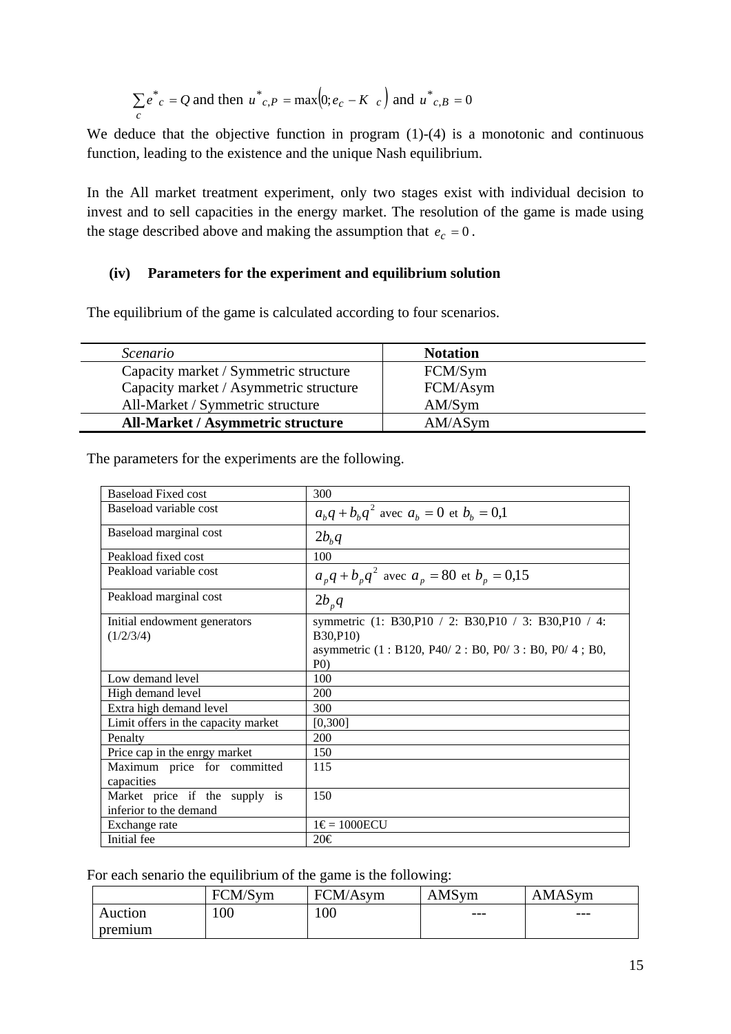$$\sum_c e^*_c = Q \text{ and then } u^*_{c,P} = \max(0; e_c - K_c) \text{ and } u^*_{c,B} = 0$$

We deduce that the objective function in program (1)-(4) is a monotonic and continuous function, leading to the existence and the unique Nash equilibrium.

In the All market treatment experiment, only two stages exist with individual decision to invest and to sell capacities in the energy market. The resolution of the game is made using the stage described above and making the assumption that $e_c = 0$.

### (iv) Parameters for the experiment and equilibrium solution

The equilibrium of the game is calculated according to four scenarios.

| *Scenario* | **Notation** |
|---|---|
| Capacity market / Symmetric structure | FCM/Sym |
| Capacity market / Asymmetric structure | FCM/Asym |
| All-Market / Symmetric structure | AM/Sym |
| **All-Market / Asymmetric structure** | AM/ASym |

The parameters for the experiments are the following.

| Baseload Fixed cost | 300 |
|---|---|
| Baseload variable cost | $a_b q + b_b q^2$ avec $a_b = 0$ et $b_b = 0{,}1$ |
| Baseload marginal cost | $2 b_b q$ |
| Peakload fixed cost | 100 |
| Peakload variable cost | $a_p q + b_p q^2$ avec $a_p = 80$ et $b_p = 0{,}15$ |
| Peakload marginal cost | $2 b_p q$ |
| Initial endowment generators (1/2/3/4) | symmetric (1: B30,P10 / 2: B30,P10 / 3: B30,P10 / 4: B30,P10)<br>asymmetric (1 : B120, P40/ 2 : B0, P0/ 3 : B0, P0/ 4 ; B0, P0) |
| Low demand level | 100 |
| High demand level | 200 |
| Extra high demand level | 300 |
| Limit offers in the capacity market | [0,300] |
| Penalty | 200 |
| Price cap in the enrgy market | 150 |
| Maximum price for committed capacities | 115 |
| Market price if the supply is inferior to the demand | 150 |
| Exchange rate | 1€ = 1000ECU |
| Initial fee | 20€ |

For each senario the equilibrium of the game is the following:

| | FCM/Sym | FCM/Asym | AMSym | AMASym |
|---|---|---|---|---|
| Auction premium | 100 | 100 | --- | --- |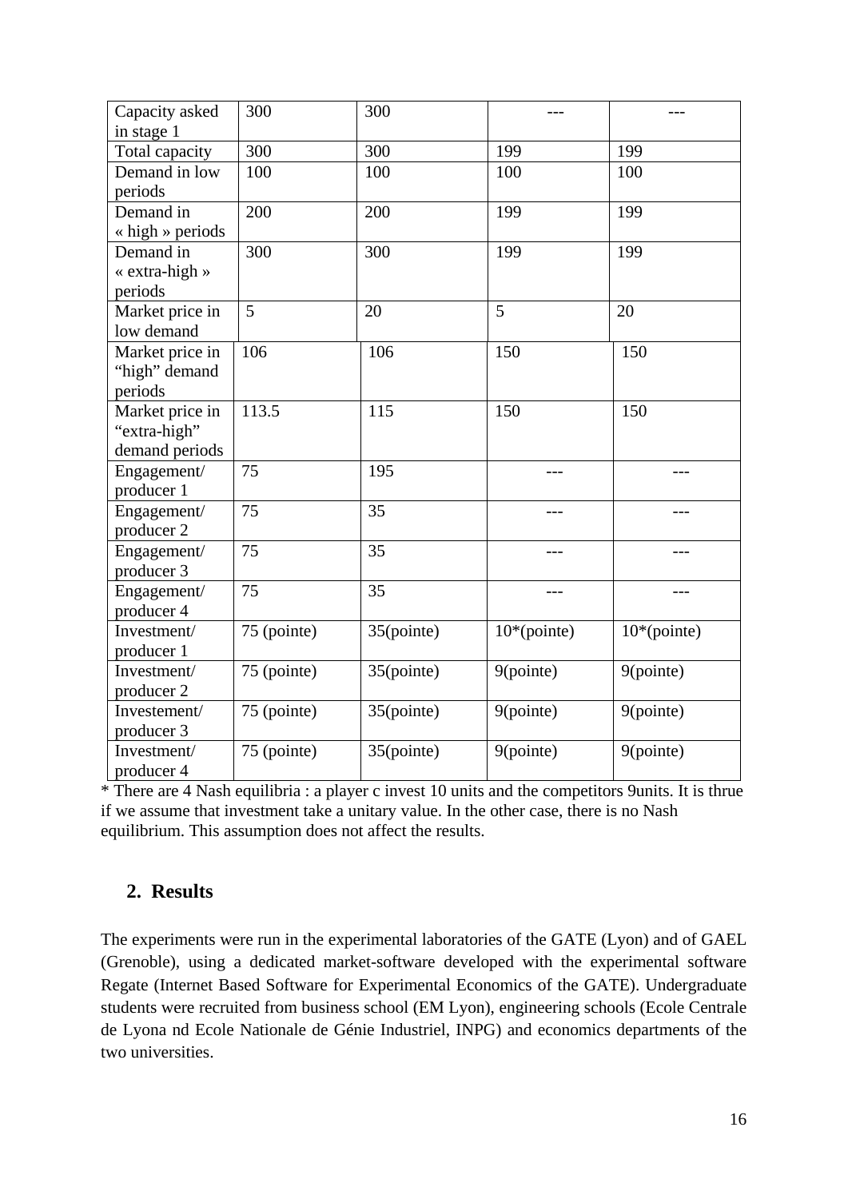| Capacity asked in stage 1 | 300 | 300 | --- | --- |
|---|---|---|---|---|
| Total capacity | 300 | 300 | 199 | 199 |
| Demand in low periods | 100 | 100 | 100 | 100 |
| Demand in « high » periods | 200 | 200 | 199 | 199 |
| Demand in « extra-high » periods | 300 | 300 | 199 | 199 |
| Market price in low demand | 5 | 20 | 5 | 20 |
| Market price in "high" demand periods | 106 | 106 | 150 | 150 |
| Market price in "extra-high" demand periods | 113.5 | 115 | 150 | 150 |
| Engagement/ producer 1 | 75 | 195 | --- | --- |
| Engagement/ producer 2 | 75 | 35 | --- | --- |
| Engagement/ producer 3 | 75 | 35 | --- | --- |
| Engagement/ producer 4 | 75 | 35 | --- | --- |
| Investment/ producer 1 | 75 (pointe) | 35(pointe) | 10*(pointe) | 10*(pointe) |
| Investment/ producer 2 | 75 (pointe) | 35(pointe) | 9(pointe) | 9(pointe) |
| Investement/ producer 3 | 75 (pointe) | 35(pointe) | 9(pointe) | 9(pointe) |
| Investment/ producer 4 | 75 (pointe) | 35(pointe) | 9(pointe) | 9(pointe) |

* There are 4 Nash equilibria : a player c invest 10 units and the competitors 9units. It is thrue if we assume that investment take a unitary value. In the other case, there is no Nash equilibrium. This assumption does not affect the results.

## 2. Results

The experiments were run in the experimental laboratories of the GATE (Lyon) and of GAEL (Grenoble), using a dedicated market-software developed with the experimental software Regate (Internet Based Software for Experimental Economics of the GATE). Undergraduate students were recruited from business school (EM Lyon), engineering schools (Ecole Centrale de Lyona nd Ecole Nationale de Génie Industriel, INPG) and economics departments of the two universities.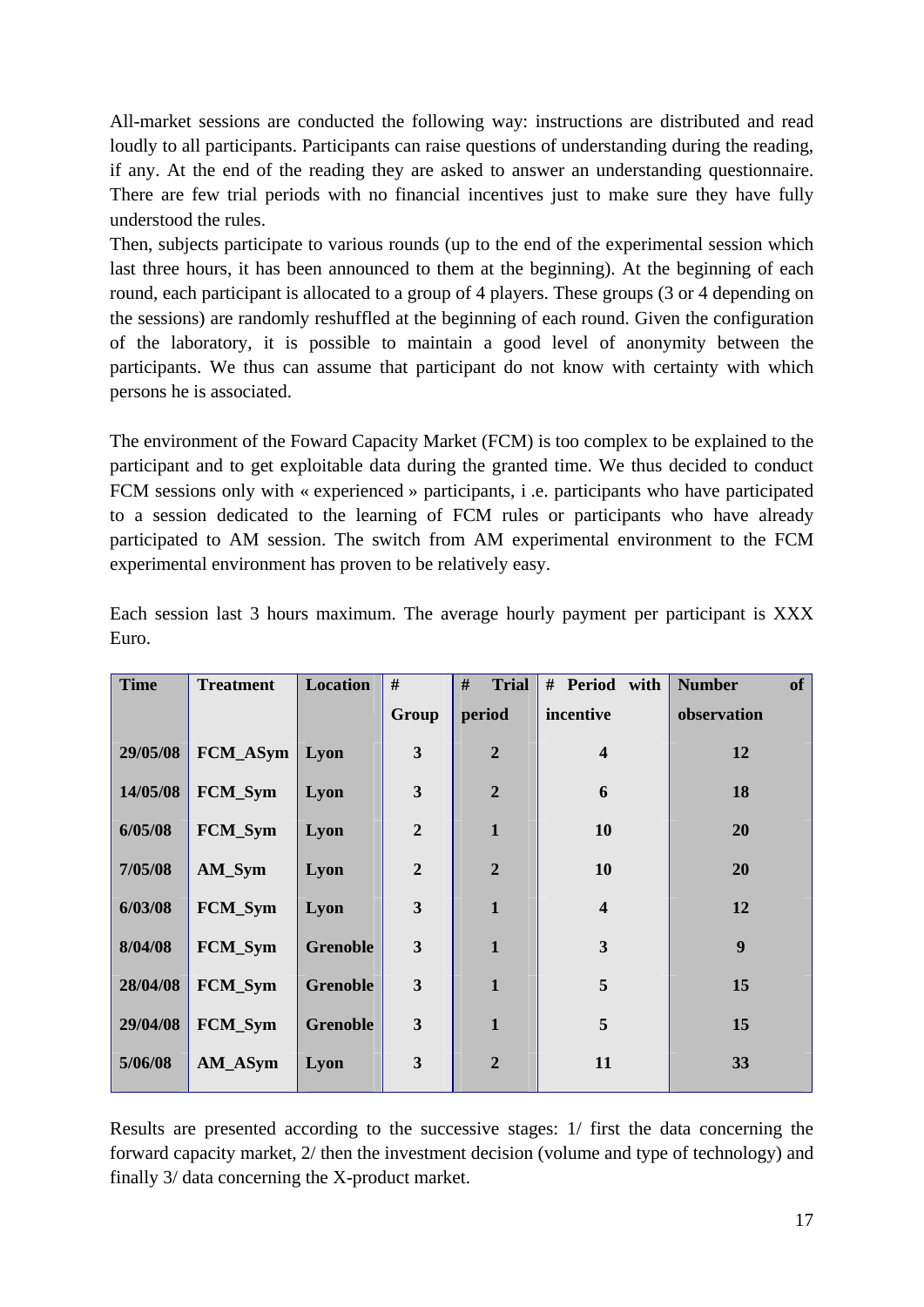All-market sessions are conducted the following way: instructions are distributed and read loudly to all participants. Participants can raise questions of understanding during the reading, if any. At the end of the reading they are asked to answer an understanding questionnaire. There are few trial periods with no financial incentives just to make sure they have fully understood the rules.

Then, subjects participate to various rounds (up to the end of the experimental session which last three hours, it has been announced to them at the beginning). At the beginning of each round, each participant is allocated to a group of 4 players. These groups (3 or 4 depending on the sessions) are randomly reshuffled at the beginning of each round. Given the configuration of the laboratory, it is possible to maintain a good level of anonymity between the participants. We thus can assume that participant do not know with certainty with which persons he is associated.

The environment of the Foward Capacity Market (FCM) is too complex to be explained to the participant and to get exploitable data during the granted time. We thus decided to conduct FCM sessions only with « experienced » participants, i .e. participants who have participated to a session dedicated to the learning of FCM rules or participants who have already participated to AM session. The switch from AM experimental environment to the FCM experimental environment has proven to be relatively easy.

Each session last 3 hours maximum. The average hourly payment per participant is XXX Euro.

| **Time** | **Treatment** | **Location** | **# Group** | **# Trial period** | **# Period with incentive** | **Number of observation** |
|---|---|---|---|---|---|---|
| **29/05/08** | **FCM_ASym** | **Lyon** | **3** | **2** | **4** | **12** |
| **14/05/08** | **FCM_Sym** | **Lyon** | **3** | **2** | **6** | **18** |
| **6/05/08** | **FCM_Sym** | **Lyon** | **2** | **1** | **10** | **20** |
| **7/05/08** | **AM_Sym** | **Lyon** | **2** | **2** | **10** | **20** |
| **6/03/08** | **FCM_Sym** | **Lyon** | **3** | **1** | **4** | **12** |
| **8/04/08** | **FCM_Sym** | **Grenoble** | **3** | **1** | **3** | **9** |
| **28/04/08** | **FCM_Sym** | **Grenoble** | **3** | **1** | **5** | **15** |
| **29/04/08** | **FCM_Sym** | **Grenoble** | **3** | **1** | **5** | **15** |
| **5/06/08** | **AM_ASym** | **Lyon** | **3** | **2** | **11** | **33** |

Results are presented according to the successive stages: 1/ first the data concerning the forward capacity market, 2/ then the investment decision (volume and type of technology) and finally 3/ data concerning the X-product market.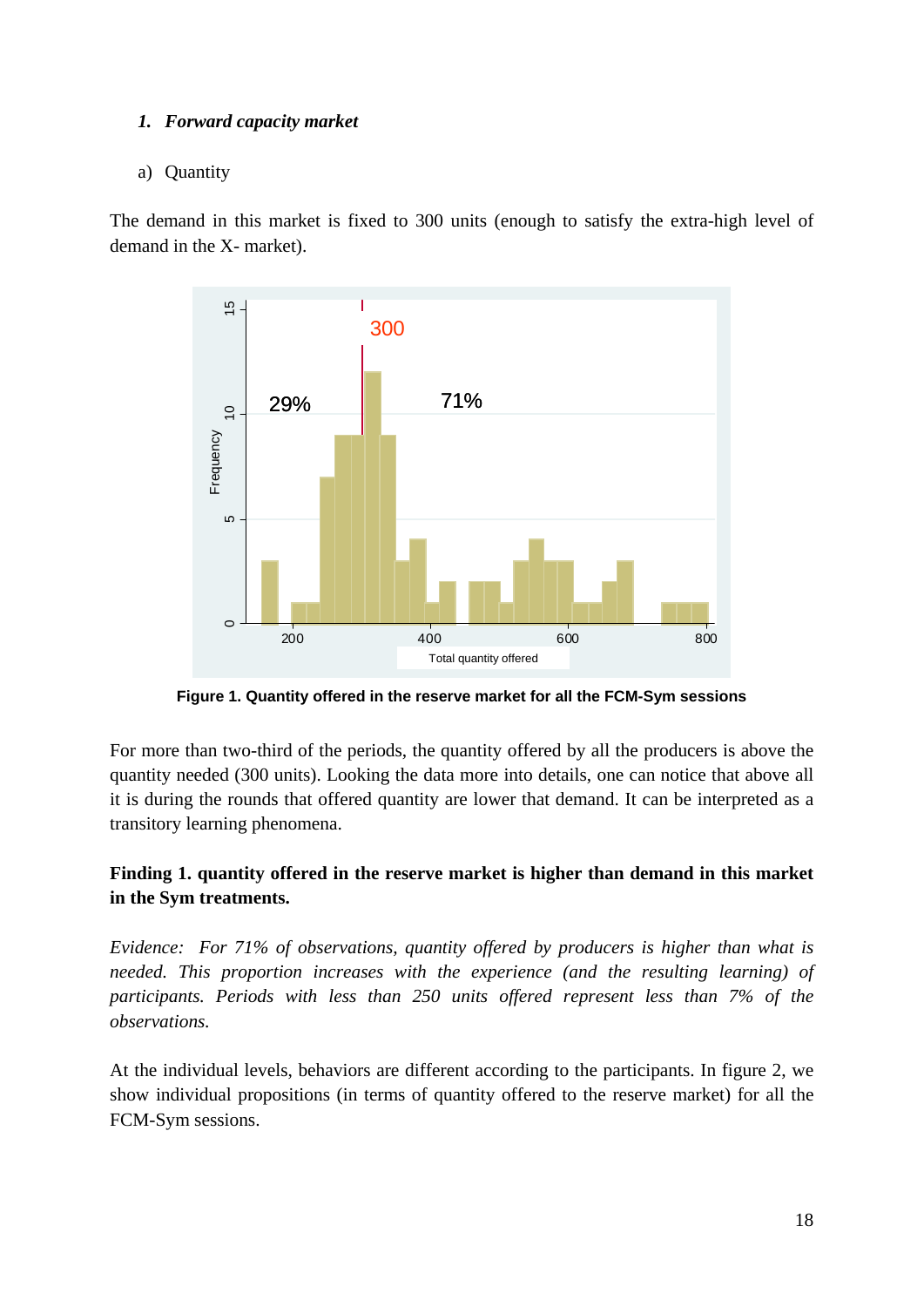### 1. *Forward capacity market*

a) Quantity

The demand in this market is fixed to 300 units (enough to satisfy the extra-high level of demand in the X- market).

**Figure 1. Quantity offered in the reserve market for all the FCM-Sym sessions**

For more than two-third of the periods, the quantity offered by all the producers is above the quantity needed (300 units). Looking the data more into details, one can notice that above all it is during the rounds that offered quantity are lower that demand. It can be interpreted as a transitory learning phenomena.

**Finding 1. quantity offered in the reserve market is higher than demand in this market in the Sym treatments.**

*Evidence: For 71% of observations, quantity offered by producers is higher than what is needed. This proportion increases with the experience (and the resulting learning) of participants. Periods with less than 250 units offered represent less than 7% of the observations.*

At the individual levels, behaviors are different according to the participants. In figure 2, we show individual propositions (in terms of quantity offered to the reserve market) for all the FCM-Sym sessions.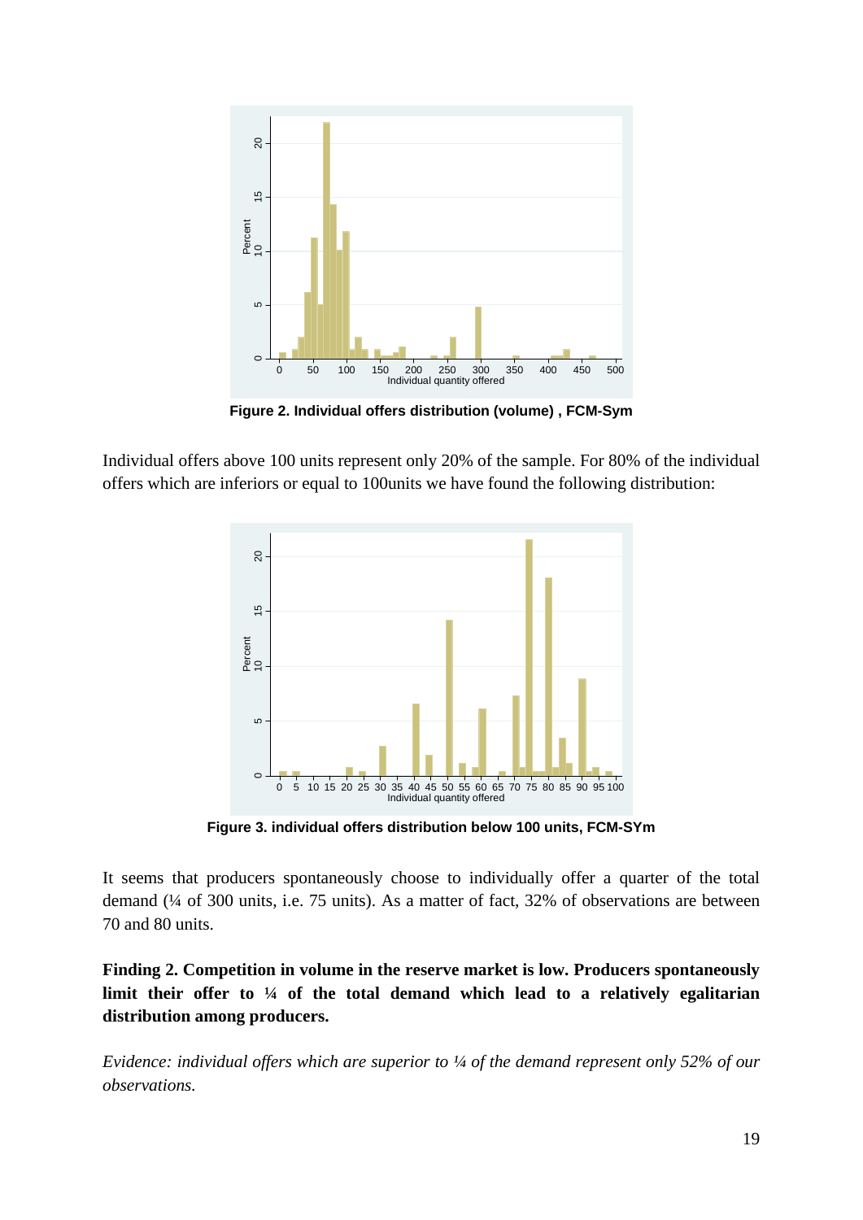Figure 2. Individual offers distribution (volume) , FCM-Sym

Individual offers above 100 units represent only 20% of the sample. For 80% of the individual offers which are inferiors or equal to 100units we have found the following distribution:

Figure 3. individual offers distribution below 100 units, FCM-SYm

It seems that producers spontaneously choose to individually offer a quarter of the total demand (¼ of 300 units, i.e. 75 units). As a matter of fact, 32% of observations are between 70 and 80 units.

**Finding 2. Competition in volume in the reserve market is low. Producers spontaneously limit their offer to ¼ of the total demand which lead to a relatively egalitarian distribution among producers.**

*Evidence: individual offers which are superior to ¼ of the demand represent only 52% of our observations.*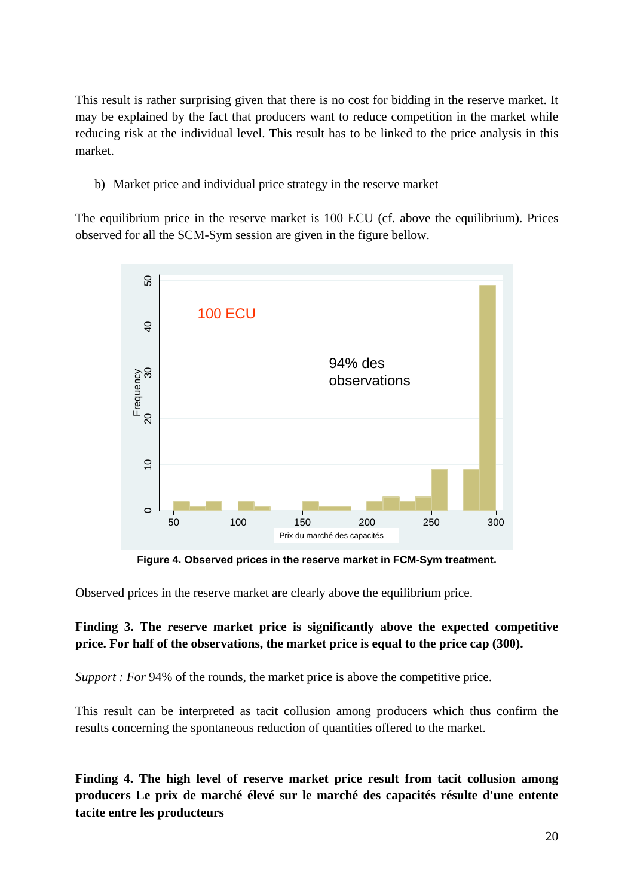This result is rather surprising given that there is no cost for bidding in the reserve market. It may be explained by the fact that producers want to reduce competition in the market while reducing risk at the individual level. This result has to be linked to the price analysis in this market.

b) Market price and individual price strategy in the reserve market

The equilibrium price in the reserve market is 100 ECU (cf. above the equilibrium). Prices observed for all the SCM-Sym session are given in the figure bellow.

**Figure 4. Observed prices in the reserve market in FCM-Sym treatment.**

Observed prices in the reserve market are clearly above the equilibrium price.

**Finding 3. The reserve market price is significantly above the expected competitive price. For half of the observations, the market price is equal to the price cap (300).**

*Support : For* 94% of the rounds, the market price is above the competitive price.

This result can be interpreted as tacit collusion among producers which thus confirm the results concerning the spontaneous reduction of quantities offered to the market.

**Finding 4. The high level of reserve market price result from tacit collusion among producers Le prix de marché élevé sur le marché des capacités résulte d'une entente tacite entre les producteurs**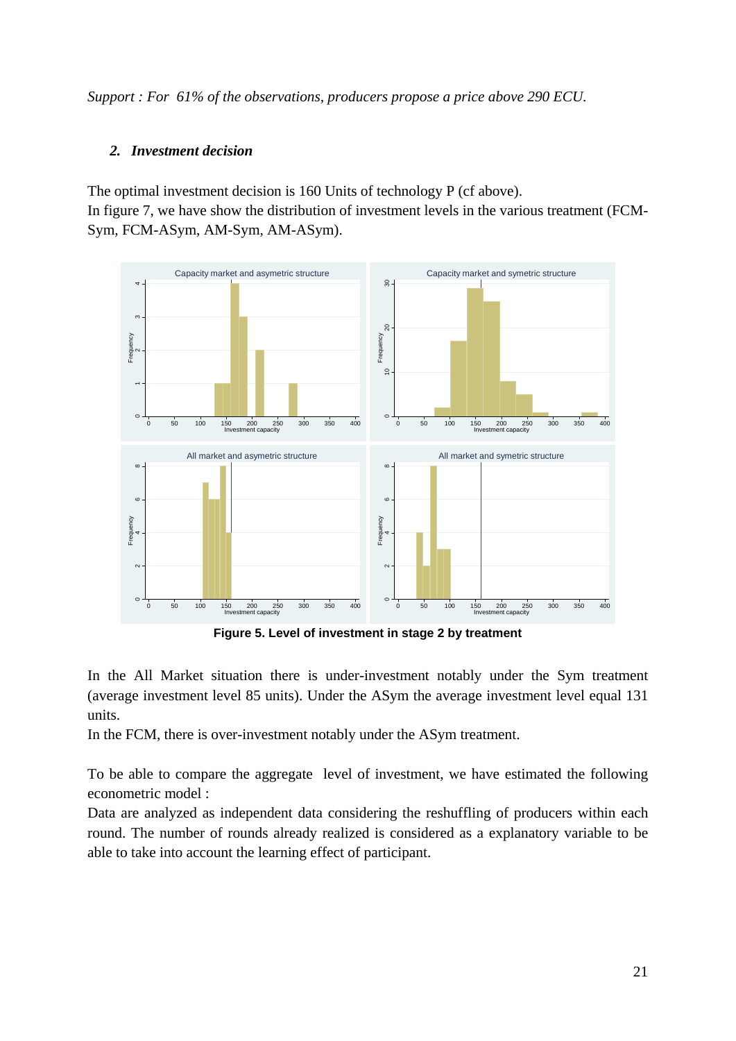*Support : For 61% of the observations, producers propose a price above 290 ECU.*

### 2. *Investment decision*

The optimal investment decision is 160 Units of technology P (cf above).
In figure 7, we have show the distribution of investment levels in the various treatment (FCM-Sym, FCM-ASym, AM-Sym, AM-ASym).

**Figure 5. Level of investment in stage 2 by treatment**

In the All Market situation there is under-investment notably under the Sym treatment (average investment level 85 units). Under the ASym the average investment level equal 131 units.
In the FCM, there is over-investment notably under the ASym treatment.

To be able to compare the aggregate level of investment, we have estimated the following econometric model :
Data are analyzed as independent data considering the reshuffling of producers within each round. The number of rounds already realized is considered as a explanatory variable to be able to take into account the learning effect of participant.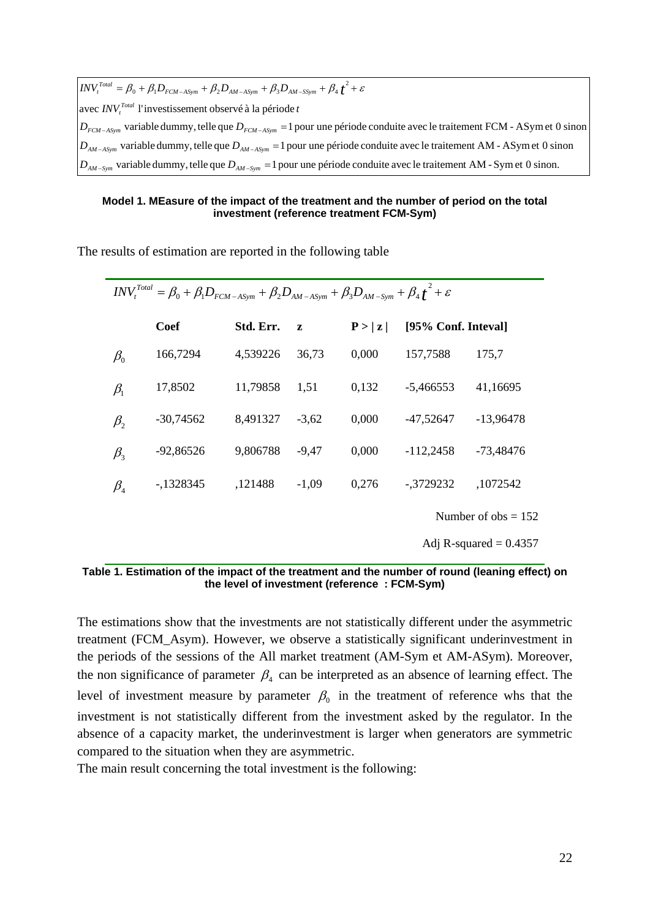$$INV_t^{Total} = \beta_0 + \beta_1 D_{FCM-ASym} + \beta_2 D_{AM-ASym} + \beta_3 D_{AM-SSym} + \beta_4 t^2 + \varepsilon$$

avec $INV_t^{Total}$ l'investissement observé à la période $t$

$D_{FCM-ASym}$ variable dummy, telle que $D_{FCM-ASym} = 1$ pour une période conduite avec le traitement FCM - ASym et 0 sinon

$D_{AM-ASym}$ variable dummy, telle que $D_{AM-ASym} = 1$ pour une période conduite avec le traitement AM - ASym et 0 sinon

$D_{AM-Sym}$ variable dummy, telle que $D_{AM-Sym} = 1$ pour une période conduite avec le traitement AM - Sym et 0 sinon.

**Model 1. MEasure of the impact of the treatment and the number of period on the total investment (reference treatment FCM-Sym)**

The results of estimation are reported in the following table

$$INV_t^{Total} = \beta_0 + \beta_1 D_{FCM-ASym} + \beta_2 D_{AM-ASym} + \beta_3 D_{AM-Sym} + \beta_4 t^2 + \varepsilon$$

| | Coef | Std. Err. | z | P > \|z\| | [95% Conf. Inteval] | |
|---|---|---|---|---|---|---|
| $\beta_0$ | 166,7294 | 4,539226 | 36,73 | 0,000 | 157,7588 | 175,7 |
| $\beta_1$ | 17,8502 | 11,79858 | 1,51 | 0,132 | -5,466553 | 41,16695 |
| $\beta_2$ | -30,74562 | 8,491327 | -3,62 | 0,000 | -47,52647 | -13,96478 |
| $\beta_3$ | -92,86526 | 9,806788 | -9,47 | 0,000 | -112,2458 | -73,48476 |
| $\beta_4$ | -,1328345 | ,121488 | -1,09 | 0,276 | -,3729232 | ,1072542 |

Number of obs = 152

Adj R-squared = 0.4357

**Table 1. Estimation of the impact of the treatment and the number of round (leaning effect) on the level of investment (reference : FCM-Sym)**

The estimations show that the investments are not statistically different under the asymmetric treatment (FCM_Asym). However, we observe a statistically significant underinvestment in the periods of the sessions of the All market treatment (AM-Sym et AM-ASym). Moreover, the non significance of parameter $\beta_4$ can be interpreted as an absence of learning effect. The level of investment measure by parameter $\beta_0$ in the treatment of reference whs that the investment is not statistically different from the investment asked by the regulator. In the absence of a capacity market, the underinvestment is larger when generators are symmetric compared to the situation when they are asymmetric.

The main result concerning the total investment is the following: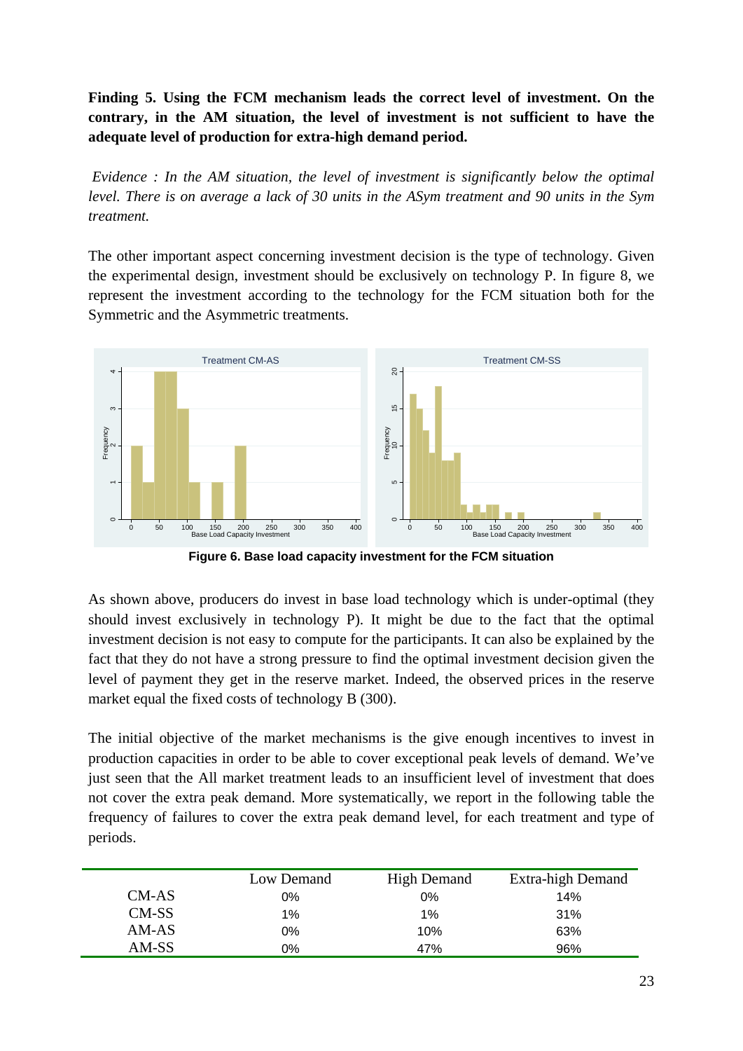**Finding 5. Using the FCM mechanism leads the correct level of investment. On the contrary, in the AM situation, the level of investment is not sufficient to have the adequate level of production for extra-high demand period.**

*Evidence : In the AM situation, the level of investment is significantly below the optimal level. There is on average a lack of 30 units in the ASym treatment and 90 units in the Sym treatment.*

The other important aspect concerning investment decision is the type of technology. Given the experimental design, investment should be exclusively on technology P. In figure 8, we represent the investment according to the technology for the FCM situation both for the Symmetric and the Asymmetric treatments.

**Figure 6. Base load capacity investment for the FCM situation**

As shown above, producers do invest in base load technology which is under-optimal (they should invest exclusively in technology P). It might be due to the fact that the optimal investment decision is not easy to compute for the participants. It can also be explained by the fact that they do not have a strong pressure to find the optimal investment decision given the level of payment they get in the reserve market. Indeed, the observed prices in the reserve market equal the fixed costs of technology B (300).

The initial objective of the market mechanisms is the give enough incentives to invest in production capacities in order to be able to cover exceptional peak levels of demand. We've just seen that the All market treatment leads to an insufficient level of investment that does not cover the extra peak demand. More systematically, we report in the following table the frequency of failures to cover the extra peak demand level, for each treatment and type of periods.

| | Low Demand | High Demand | Extra-high Demand |
|---|---|---|---|
| CM-AS | 0% | 0% | 14% |
| CM-SS | 1% | 1% | 31% |
| AM-AS | 0% | 10% | 63% |
| AM-SS | 0% | 47% | 96% |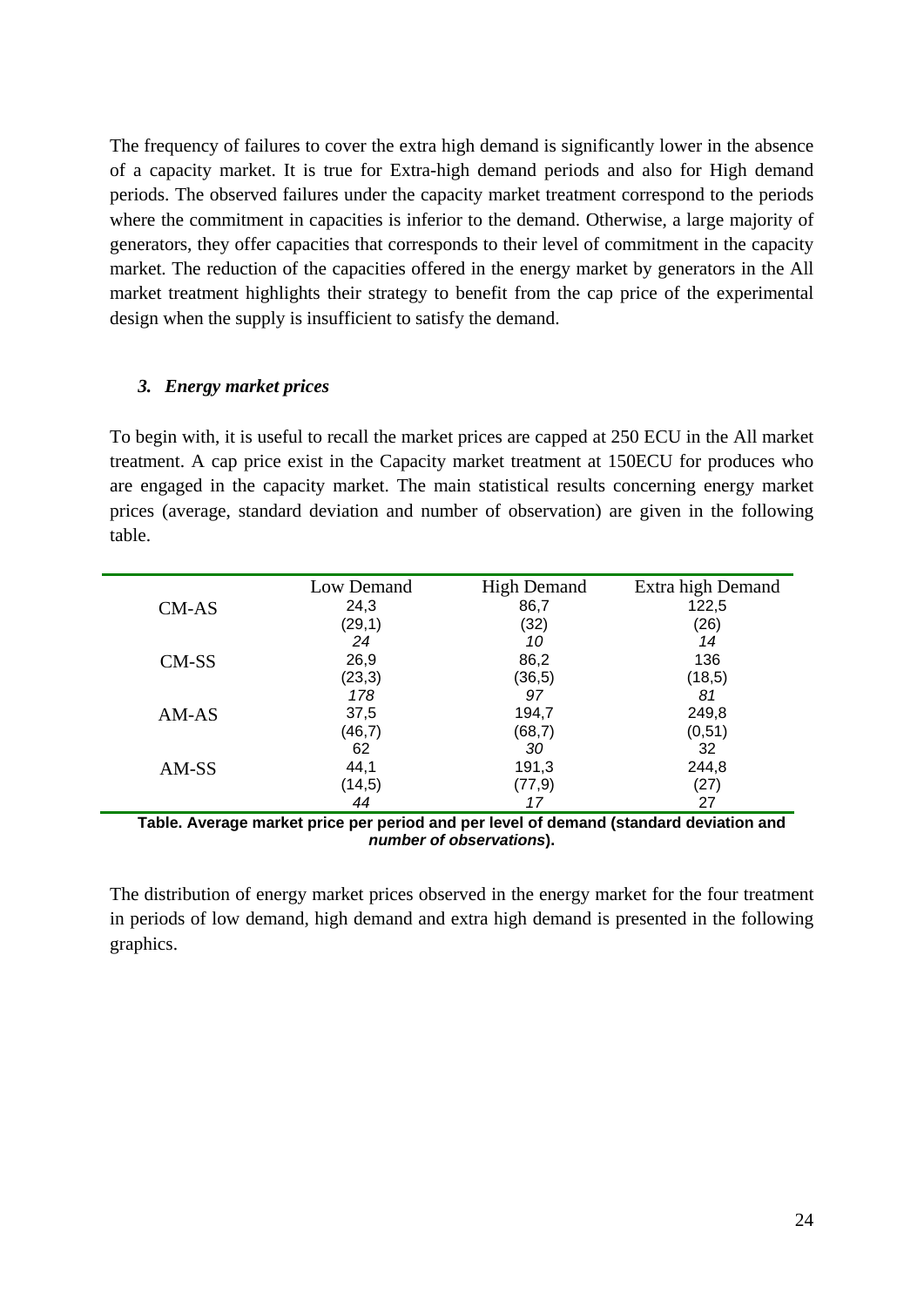The frequency of failures to cover the extra high demand is significantly lower in the absence of a capacity market. It is true for Extra-high demand periods and also for High demand periods. The observed failures under the capacity market treatment correspond to the periods where the commitment in capacities is inferior to the demand. Otherwise, a large majority of generators, they offer capacities that corresponds to their level of commitment in the capacity market. The reduction of the capacities offered in the energy market by generators in the All market treatment highlights their strategy to benefit from the cap price of the experimental design when the supply is insufficient to satisfy the demand.

### *3. Energy market prices*

To begin with, it is useful to recall the market prices are capped at 250 ECU in the All market treatment. A cap price exist in the Capacity market treatment at 150ECU for produces who are engaged in the capacity market. The main statistical results concerning energy market prices (average, standard deviation and number of observation) are given in the following table.

| | Low Demand | High Demand | Extra high Demand |
|---|---|---|---|
| CM-AS | 24,3<br>(29,1)<br>*24* | 86,7<br>(32)<br>*10* | 122,5<br>(26)<br>*14* |
| CM-SS | 26,9<br>(23,3)<br>*178* | 86,2<br>(36,5)<br>*97* | 136<br>(18,5)<br>*81* |
| AM-AS | 37,5<br>(46,7)<br>62 | 194,7<br>(68,7)<br>*30* | 249,8<br>(0,51)<br>32 |
| AM-SS | 44,1<br>(14,5)<br>*44* | 191,3<br>(77,9)<br>*17* | 244,8<br>(27)<br>27 |

**Table. Average market price per period and per level of demand (standard deviation and *number of observations*).**

The distribution of energy market prices observed in the energy market for the four treatment in periods of low demand, high demand and extra high demand is presented in the following graphics.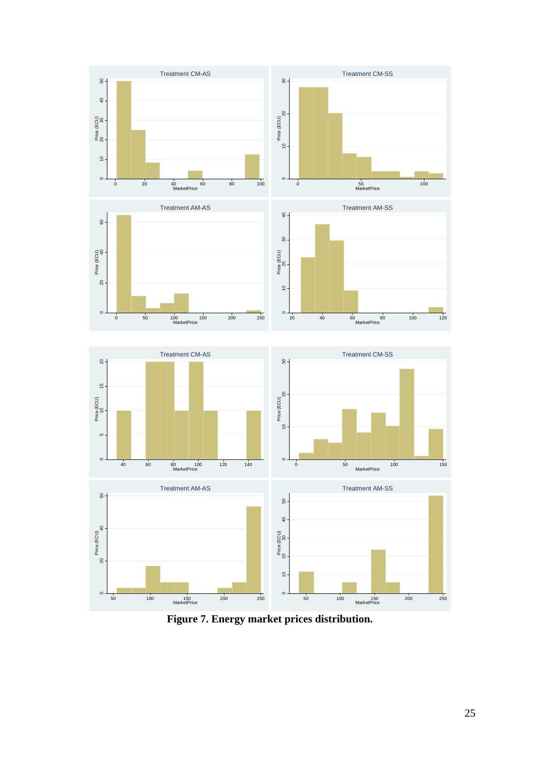**Figure 7. Energy market prices distribution.**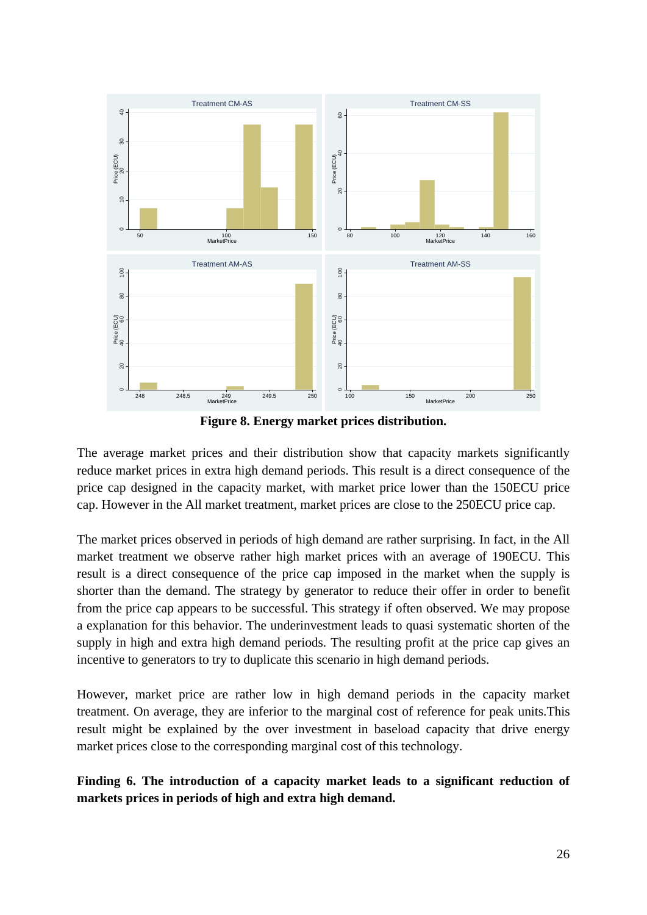**Figure 8. Energy market prices distribution.**

The average market prices and their distribution show that capacity markets significantly reduce market prices in extra high demand periods. This result is a direct consequence of the price cap designed in the capacity market, with market price lower than the 150ECU price cap. However in the All market treatment, market prices are close to the 250ECU price cap.

The market prices observed in periods of high demand are rather surprising. In fact, in the All market treatment we observe rather high market prices with an average of 190ECU. This result is a direct consequence of the price cap imposed in the market when the supply is shorter than the demand. The strategy by generator to reduce their offer in order to benefit from the price cap appears to be successful. This strategy if often observed. We may propose a explanation for this behavior. The underinvestment leads to quasi systematic shorten of the supply in high and extra high demand periods. The resulting profit at the price cap gives an incentive to generators to try to duplicate this scenario in high demand periods.

However, market price are rather low in high demand periods in the capacity market treatment. On average, they are inferior to the marginal cost of reference for peak units.This result might be explained by the over investment in baseload capacity that drive energy market prices close to the corresponding marginal cost of this technology.

**Finding 6. The introduction of a capacity market leads to a significant reduction of markets prices in periods of high and extra high demand.**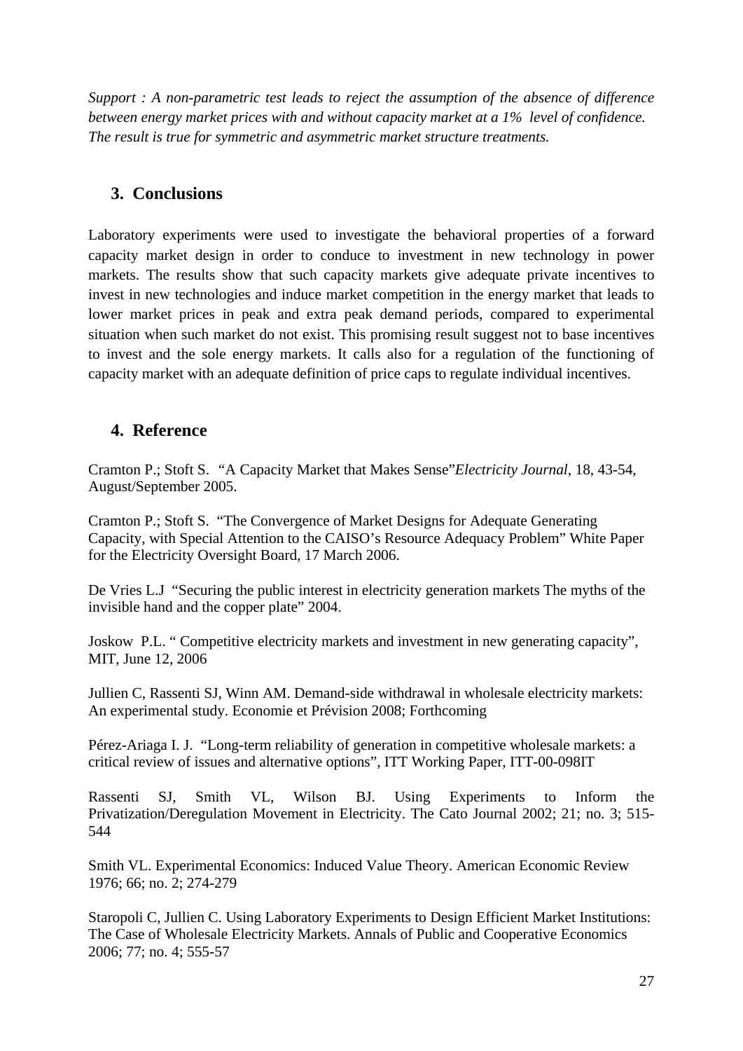*Support : A non-parametric test leads to reject the assumption of the absence of difference between energy market prices with and without capacity market at a 1% level of confidence. The result is true for symmetric and asymmetric market structure treatments.*

## 3. Conclusions

Laboratory experiments were used to investigate the behavioral properties of a forward capacity market design in order to conduce to investment in new technology in power markets. The results show that such capacity markets give adequate private incentives to invest in new technologies and induce market competition in the energy market that leads to lower market prices in peak and extra peak demand periods, compared to experimental situation when such market do not exist. This promising result suggest not to base incentives to invest and the sole energy markets. It calls also for a regulation of the functioning of capacity market with an adequate definition of price caps to regulate individual incentives.

## 4. Reference

Cramton P.; Stoft S. "A Capacity Market that Makes Sense"*Electricity Journal*, 18, 43-54, August/September 2005.

Cramton P.; Stoft S. "The Convergence of Market Designs for Adequate Generating Capacity, with Special Attention to the CAISO's Resource Adequacy Problem" White Paper for the Electricity Oversight Board, 17 March 2006.

De Vries L.J "Securing the public interest in electricity generation markets The myths of the invisible hand and the copper plate" 2004.

Joskow P.L. " Competitive electricity markets and investment in new generating capacity", MIT, June 12, 2006

Jullien C, Rassenti SJ, Winn AM. Demand-side withdrawal in wholesale electricity markets: An experimental study. Economie et Prévision 2008; Forthcoming

Pérez-Ariaga I. J. "Long-term reliability of generation in competitive wholesale markets: a critical review of issues and alternative options", ITT Working Paper, ITT-00-098IT

Rassenti SJ, Smith VL, Wilson BJ. Using Experiments to Inform the Privatization/Deregulation Movement in Electricity. The Cato Journal 2002; 21; no. 3; 515-544

Smith VL. Experimental Economics: Induced Value Theory. American Economic Review 1976; 66; no. 2; 274-279

Staropoli C, Jullien C. Using Laboratory Experiments to Design Efficient Market Institutions: The Case of Wholesale Electricity Markets. Annals of Public and Cooperative Economics 2006; 77; no. 4; 555-57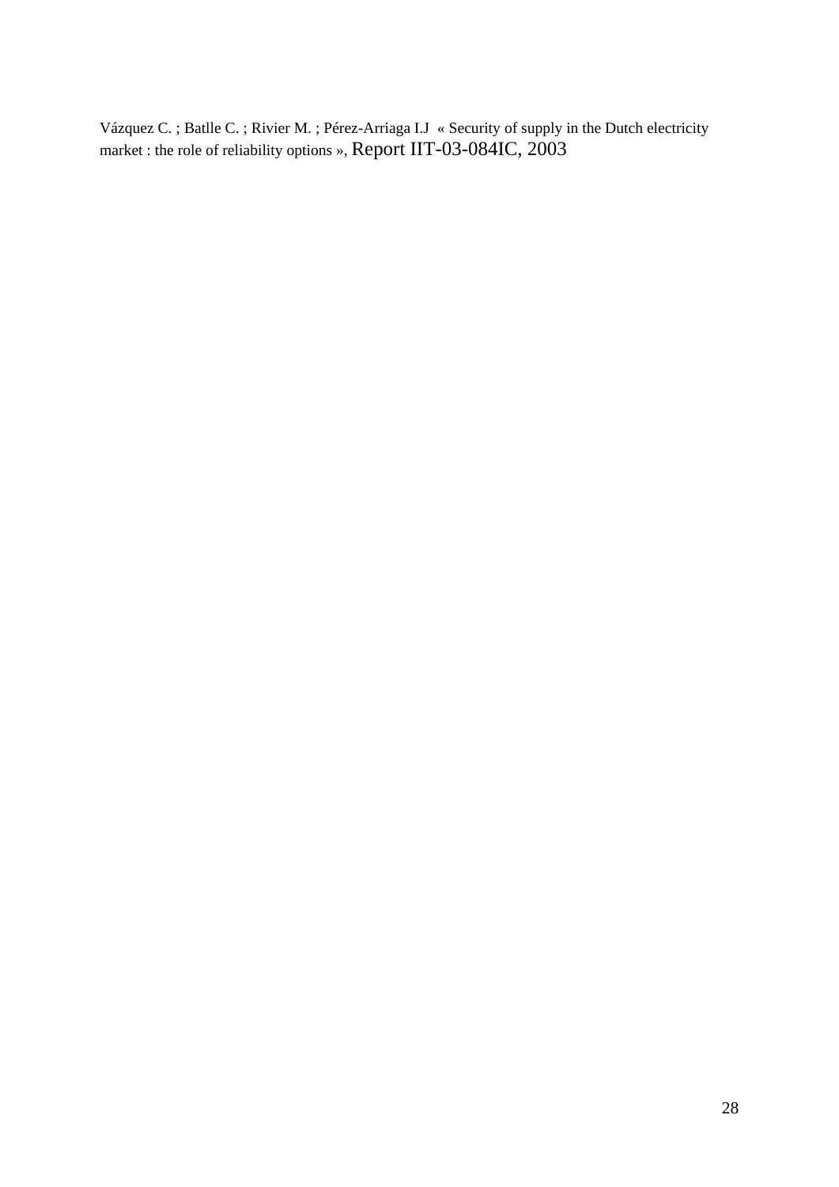Vázquez C. ; Batlle C. ; Rivier M. ; Pérez-Arriaga I.J « Security of supply in the Dutch electricity market : the role of reliability options », Report IIT-03-084IC, 2003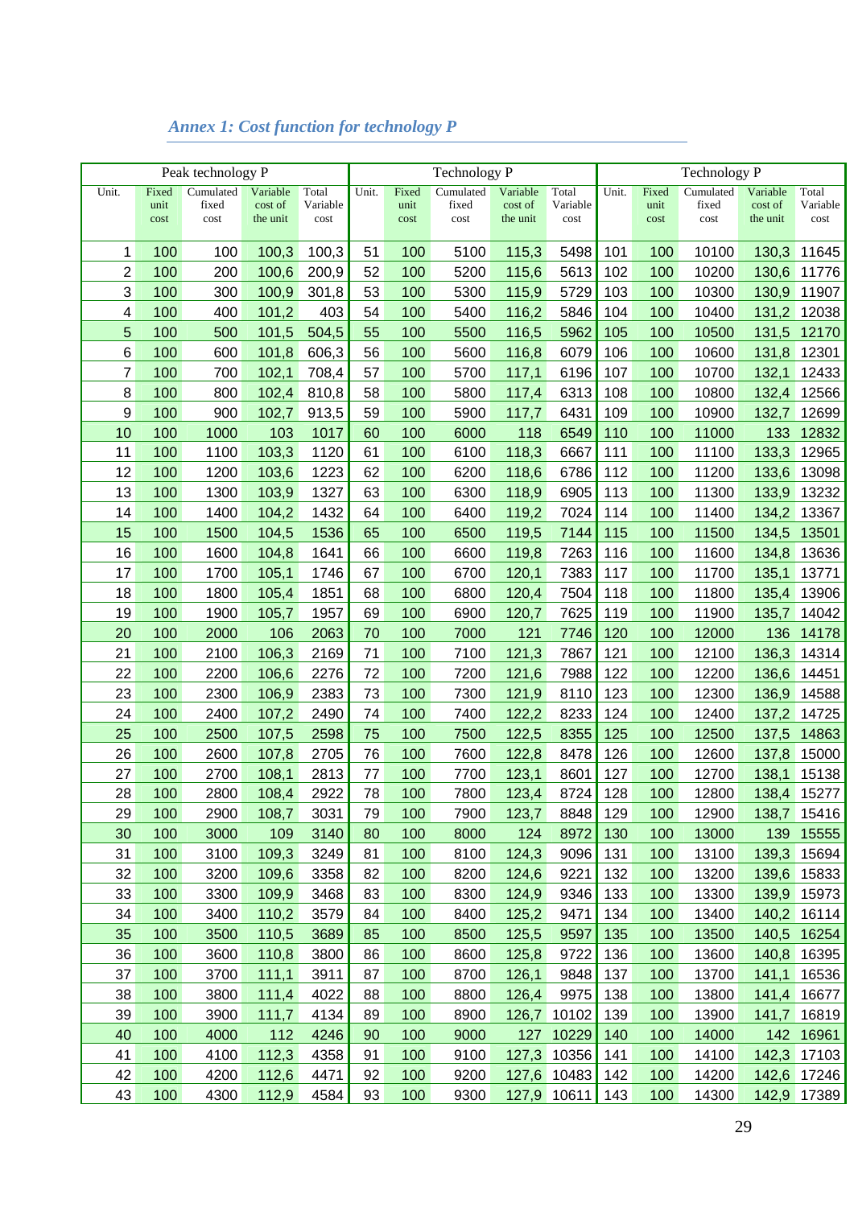## *Annex 1: Cost function for technology P*

| Peak technology P | | | | | Technology P | | | | | Technology P | | | | |
|---|---|---|---|---|---|---|---|---|---|---|---|---|---|---|
| Unit. | Fixed unit cost | Cumulated fixed cost | Variable cost of the unit | Total Variable cost | Unit. | Fixed unit cost | Cumulated fixed cost | Variable cost of the unit | Total Variable cost | Unit. | Fixed unit cost | Cumulated fixed cost | Variable cost of the unit | Total Variable cost |
| 1 | 100 | 100 | 100,3 | 100,3 | 51 | 100 | 5100 | 115,3 | 5498 | 101 | 100 | 10100 | 130,3 | 11645 |
| 2 | 100 | 200 | 100,6 | 200,9 | 52 | 100 | 5200 | 115,6 | 5613 | 102 | 100 | 10200 | 130,6 | 11776 |
| 3 | 100 | 300 | 100,9 | 301,8 | 53 | 100 | 5300 | 115,9 | 5729 | 103 | 100 | 10300 | 130,9 | 11907 |
| 4 | 100 | 400 | 101,2 | 403 | 54 | 100 | 5400 | 116,2 | 5846 | 104 | 100 | 10400 | 131,2 | 12038 |
| 5 | 100 | 500 | 101,5 | 504,5 | 55 | 100 | 5500 | 116,5 | 5962 | 105 | 100 | 10500 | 131,5 | 12170 |
| 6 | 100 | 600 | 101,8 | 606,3 | 56 | 100 | 5600 | 116,8 | 6079 | 106 | 100 | 10600 | 131,8 | 12301 |
| 7 | 100 | 700 | 102,1 | 708,4 | 57 | 100 | 5700 | 117,1 | 6196 | 107 | 100 | 10700 | 132,1 | 12433 |
| 8 | 100 | 800 | 102,4 | 810,8 | 58 | 100 | 5800 | 117,4 | 6313 | 108 | 100 | 10800 | 132,4 | 12566 |
| 9 | 100 | 900 | 102,7 | 913,5 | 59 | 100 | 5900 | 117,7 | 6431 | 109 | 100 | 10900 | 132,7 | 12699 |
| 10 | 100 | 1000 | 103 | 1017 | 60 | 100 | 6000 | 118 | 6549 | 110 | 100 | 11000 | 133 | 12832 |
| 11 | 100 | 1100 | 103,3 | 1120 | 61 | 100 | 6100 | 118,3 | 6667 | 111 | 100 | 11100 | 133,3 | 12965 |
| 12 | 100 | 1200 | 103,6 | 1223 | 62 | 100 | 6200 | 118,6 | 6786 | 112 | 100 | 11200 | 133,6 | 13098 |
| 13 | 100 | 1300 | 103,9 | 1327 | 63 | 100 | 6300 | 118,9 | 6905 | 113 | 100 | 11300 | 133,9 | 13232 |
| 14 | 100 | 1400 | 104,2 | 1432 | 64 | 100 | 6400 | 119,2 | 7024 | 114 | 100 | 11400 | 134,2 | 13367 |
| 15 | 100 | 1500 | 104,5 | 1536 | 65 | 100 | 6500 | 119,5 | 7144 | 115 | 100 | 11500 | 134,5 | 13501 |
| 16 | 100 | 1600 | 104,8 | 1641 | 66 | 100 | 6600 | 119,8 | 7263 | 116 | 100 | 11600 | 134,8 | 13636 |
| 17 | 100 | 1700 | 105,1 | 1746 | 67 | 100 | 6700 | 120,1 | 7383 | 117 | 100 | 11700 | 135,1 | 13771 |
| 18 | 100 | 1800 | 105,4 | 1851 | 68 | 100 | 6800 | 120,4 | 7504 | 118 | 100 | 11800 | 135,4 | 13906 |
| 19 | 100 | 1900 | 105,7 | 1957 | 69 | 100 | 6900 | 120,7 | 7625 | 119 | 100 | 11900 | 135,7 | 14042 |
| 20 | 100 | 2000 | 106 | 2063 | 70 | 100 | 7000 | 121 | 7746 | 120 | 100 | 12000 | 136 | 14178 |
| 21 | 100 | 2100 | 106,3 | 2169 | 71 | 100 | 7100 | 121,3 | 7867 | 121 | 100 | 12100 | 136,3 | 14314 |
| 22 | 100 | 2200 | 106,6 | 2276 | 72 | 100 | 7200 | 121,6 | 7988 | 122 | 100 | 12200 | 136,6 | 14451 |
| 23 | 100 | 2300 | 106,9 | 2383 | 73 | 100 | 7300 | 121,9 | 8110 | 123 | 100 | 12300 | 136,9 | 14588 |
| 24 | 100 | 2400 | 107,2 | 2490 | 74 | 100 | 7400 | 122,2 | 8233 | 124 | 100 | 12400 | 137,2 | 14725 |
| 25 | 100 | 2500 | 107,5 | 2598 | 75 | 100 | 7500 | 122,5 | 8355 | 125 | 100 | 12500 | 137,5 | 14863 |
| 26 | 100 | 2600 | 107,8 | 2705 | 76 | 100 | 7600 | 122,8 | 8478 | 126 | 100 | 12600 | 137,8 | 15000 |
| 27 | 100 | 2700 | 108,1 | 2813 | 77 | 100 | 7700 | 123,1 | 8601 | 127 | 100 | 12700 | 138,1 | 15138 |
| 28 | 100 | 2800 | 108,4 | 2922 | 78 | 100 | 7800 | 123,4 | 8724 | 128 | 100 | 12800 | 138,4 | 15277 |
| 29 | 100 | 2900 | 108,7 | 3031 | 79 | 100 | 7900 | 123,7 | 8848 | 129 | 100 | 12900 | 138,7 | 15416 |
| 30 | 100 | 3000 | 109 | 3140 | 80 | 100 | 8000 | 124 | 8972 | 130 | 100 | 13000 | 139 | 15555 |
| 31 | 100 | 3100 | 109,3 | 3249 | 81 | 100 | 8100 | 124,3 | 9096 | 131 | 100 | 13100 | 139,3 | 15694 |
| 32 | 100 | 3200 | 109,6 | 3358 | 82 | 100 | 8200 | 124,6 | 9221 | 132 | 100 | 13200 | 139,6 | 15833 |
| 33 | 100 | 3300 | 109,9 | 3468 | 83 | 100 | 8300 | 124,9 | 9346 | 133 | 100 | 13300 | 139,9 | 15973 |
| 34 | 100 | 3400 | 110,2 | 3579 | 84 | 100 | 8400 | 125,2 | 9471 | 134 | 100 | 13400 | 140,2 | 16114 |
| 35 | 100 | 3500 | 110,5 | 3689 | 85 | 100 | 8500 | 125,5 | 9597 | 135 | 100 | 13500 | 140,5 | 16254 |
| 36 | 100 | 3600 | 110,8 | 3800 | 86 | 100 | 8600 | 125,8 | 9722 | 136 | 100 | 13600 | 140,8 | 16395 |
| 37 | 100 | 3700 | 111,1 | 3911 | 87 | 100 | 8700 | 126,1 | 9848 | 137 | 100 | 13700 | 141,1 | 16536 |
| 38 | 100 | 3800 | 111,4 | 4022 | 88 | 100 | 8800 | 126,4 | 9975 | 138 | 100 | 13800 | 141,4 | 16677 |
| 39 | 100 | 3900 | 111,7 | 4134 | 89 | 100 | 8900 | 126,7 | 10102 | 139 | 100 | 13900 | 141,7 | 16819 |
| 40 | 100 | 4000 | 112 | 4246 | 90 | 100 | 9000 | 127 | 10229 | 140 | 100 | 14000 | 142 | 16961 |
| 41 | 100 | 4100 | 112,3 | 4358 | 91 | 100 | 9100 | 127,3 | 10356 | 141 | 100 | 14100 | 142,3 | 17103 |
| 42 | 100 | 4200 | 112,6 | 4471 | 92 | 100 | 9200 | 127,6 | 10483 | 142 | 100 | 14200 | 142,6 | 17246 |
| 43 | 100 | 4300 | 112,9 | 4584 | 93 | 100 | 9300 | 127,9 | 10611 | 143 | 100 | 14300 | 142,9 | 17389 |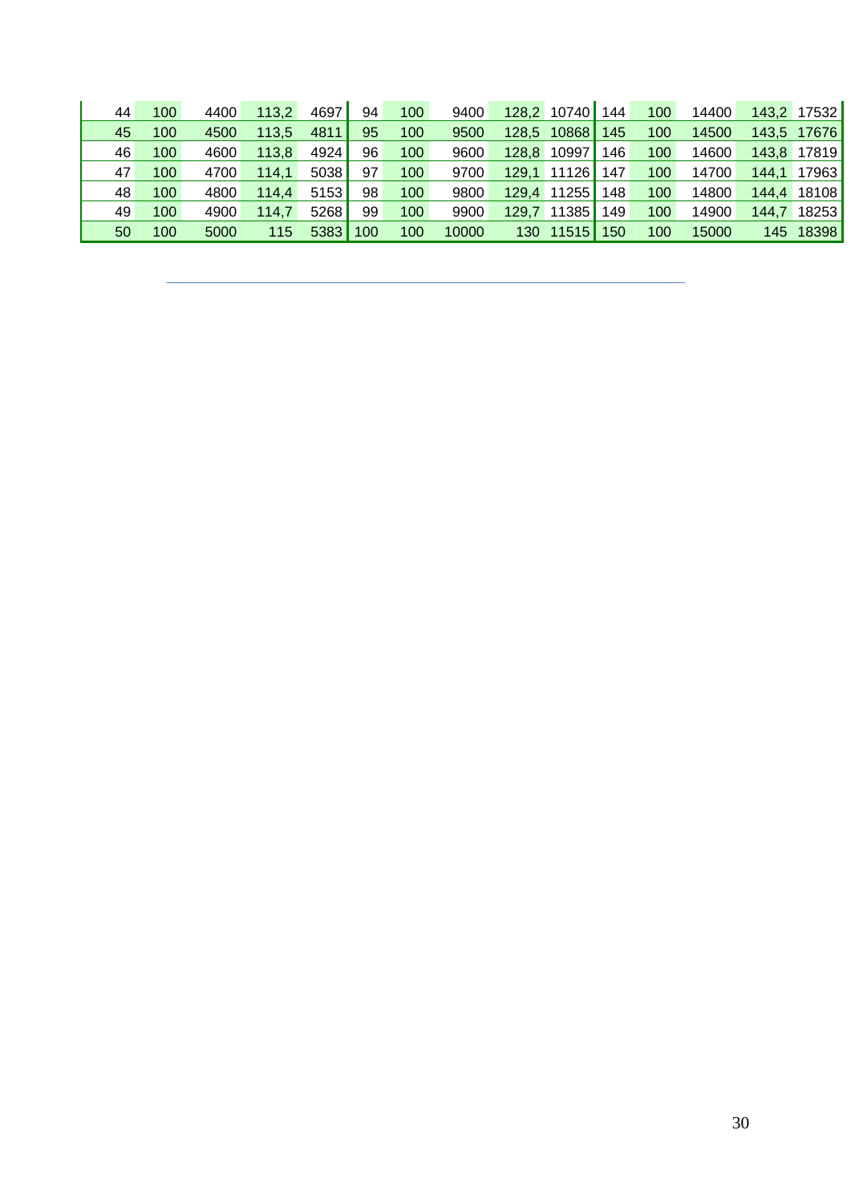| | | | | | | | | | | | | | | |
|---|---|---|---|---|---|---|---|---|---|---|---|---|---|---|
| 44 | 100 | 4400 | 113,2 | 4697 | 94 | 100 | 9400 | 128,2 | 10740 | 144 | 100 | 14400 | 143,2 | 17532 |
| 45 | 100 | 4500 | 113,5 | 4811 | 95 | 100 | 9500 | 128,5 | 10868 | 145 | 100 | 14500 | 143,5 | 17676 |
| 46 | 100 | 4600 | 113,8 | 4924 | 96 | 100 | 9600 | 128,8 | 10997 | 146 | 100 | 14600 | 143,8 | 17819 |
| 47 | 100 | 4700 | 114,1 | 5038 | 97 | 100 | 9700 | 129,1 | 11126 | 147 | 100 | 14700 | 144,1 | 17963 |
| 48 | 100 | 4800 | 114,4 | 5153 | 98 | 100 | 9800 | 129,4 | 11255 | 148 | 100 | 14800 | 144,4 | 18108 |
| 49 | 100 | 4900 | 114,7 | 5268 | 99 | 100 | 9900 | 129,7 | 11385 | 149 | 100 | 14900 | 144,7 | 18253 |
| 50 | 100 | 5000 | 115 | 5383 | 100 | 100 | 10000 | 130 | 11515 | 150 | 100 | 15000 | 145 | 18398 |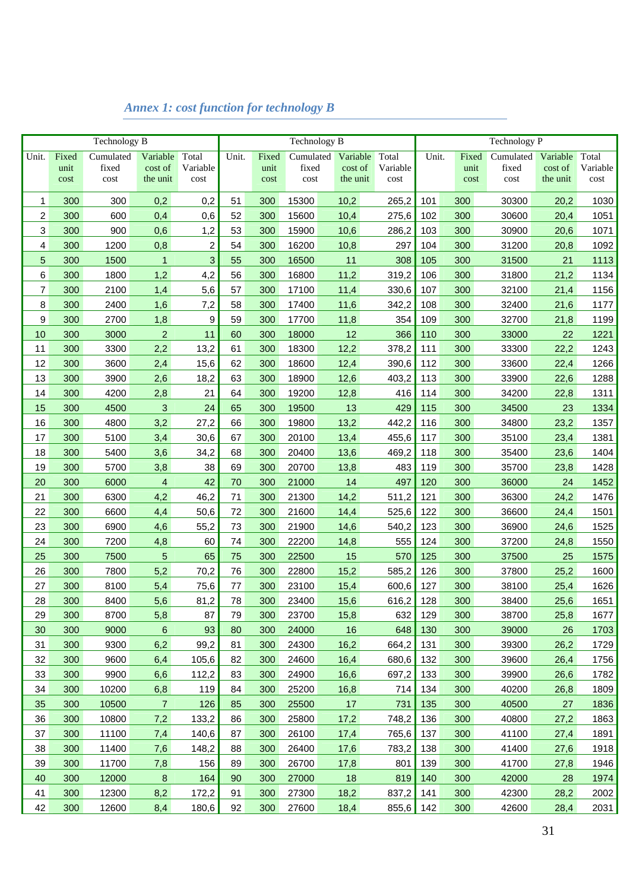*Annex 1: cost function for technology B*

| Technology B | | | | | Technology B | | | | | Technology P | | | | |
|---|---|---|---|---|---|---|---|---|---|---|---|---|---|---|
| Unit. | Fixed unit cost | Cumulated fixed cost | Variable cost of the unit | Total Variable cost | Unit. | Fixed unit cost | Cumulated fixed cost | Variable cost of the unit | Total Variable cost | Unit. | Fixed unit cost | Cumulated fixed cost | Variable cost of the unit | Total Variable cost |
| 1 | 300 | 300 | 0,2 | 0,2 | 51 | 300 | 15300 | 10,2 | 265,2 | 101 | 300 | 30300 | 20,2 | 1030 |
| 2 | 300 | 600 | 0,4 | 0,6 | 52 | 300 | 15600 | 10,4 | 275,6 | 102 | 300 | 30600 | 20,4 | 1051 |
| 3 | 300 | 900 | 0,6 | 1,2 | 53 | 300 | 15900 | 10,6 | 286,2 | 103 | 300 | 30900 | 20,6 | 1071 |
| 4 | 300 | 1200 | 0,8 | 2 | 54 | 300 | 16200 | 10,8 | 297 | 104 | 300 | 31200 | 20,8 | 1092 |
| 5 | 300 | 1500 | 1 | 3 | 55 | 300 | 16500 | 11 | 308 | 105 | 300 | 31500 | 21 | 1113 |
| 6 | 300 | 1800 | 1,2 | 4,2 | 56 | 300 | 16800 | 11,2 | 319,2 | 106 | 300 | 31800 | 21,2 | 1134 |
| 7 | 300 | 2100 | 1,4 | 5,6 | 57 | 300 | 17100 | 11,4 | 330,6 | 107 | 300 | 32100 | 21,4 | 1156 |
| 8 | 300 | 2400 | 1,6 | 7,2 | 58 | 300 | 17400 | 11,6 | 342,2 | 108 | 300 | 32400 | 21,6 | 1177 |
| 9 | 300 | 2700 | 1,8 | 9 | 59 | 300 | 17700 | 11,8 | 354 | 109 | 300 | 32700 | 21,8 | 1199 |
| 10 | 300 | 3000 | 2 | 11 | 60 | 300 | 18000 | 12 | 366 | 110 | 300 | 33000 | 22 | 1221 |
| 11 | 300 | 3300 | 2,2 | 13,2 | 61 | 300 | 18300 | 12,2 | 378,2 | 111 | 300 | 33300 | 22,2 | 1243 |
| 12 | 300 | 3600 | 2,4 | 15,6 | 62 | 300 | 18600 | 12,4 | 390,6 | 112 | 300 | 33600 | 22,4 | 1266 |
| 13 | 300 | 3900 | 2,6 | 18,2 | 63 | 300 | 18900 | 12,6 | 403,2 | 113 | 300 | 33900 | 22,6 | 1288 |
| 14 | 300 | 4200 | 2,8 | 21 | 64 | 300 | 19200 | 12,8 | 416 | 114 | 300 | 34200 | 22,8 | 1311 |
| 15 | 300 | 4500 | 3 | 24 | 65 | 300 | 19500 | 13 | 429 | 115 | 300 | 34500 | 23 | 1334 |
| 16 | 300 | 4800 | 3,2 | 27,2 | 66 | 300 | 19800 | 13,2 | 442,2 | 116 | 300 | 34800 | 23,2 | 1357 |
| 17 | 300 | 5100 | 3,4 | 30,6 | 67 | 300 | 20100 | 13,4 | 455,6 | 117 | 300 | 35100 | 23,4 | 1381 |
| 18 | 300 | 5400 | 3,6 | 34,2 | 68 | 300 | 20400 | 13,6 | 469,2 | 118 | 300 | 35400 | 23,6 | 1404 |
| 19 | 300 | 5700 | 3,8 | 38 | 69 | 300 | 20700 | 13,8 | 483 | 119 | 300 | 35700 | 23,8 | 1428 |
| 20 | 300 | 6000 | 4 | 42 | 70 | 300 | 21000 | 14 | 497 | 120 | 300 | 36000 | 24 | 1452 |
| 21 | 300 | 6300 | 4,2 | 46,2 | 71 | 300 | 21300 | 14,2 | 511,2 | 121 | 300 | 36300 | 24,2 | 1476 |
| 22 | 300 | 6600 | 4,4 | 50,6 | 72 | 300 | 21600 | 14,4 | 525,6 | 122 | 300 | 36600 | 24,4 | 1501 |
| 23 | 300 | 6900 | 4,6 | 55,2 | 73 | 300 | 21900 | 14,6 | 540,2 | 123 | 300 | 36900 | 24,6 | 1525 |
| 24 | 300 | 7200 | 4,8 | 60 | 74 | 300 | 22200 | 14,8 | 555 | 124 | 300 | 37200 | 24,8 | 1550 |
| 25 | 300 | 7500 | 5 | 65 | 75 | 300 | 22500 | 15 | 570 | 125 | 300 | 37500 | 25 | 1575 |
| 26 | 300 | 7800 | 5,2 | 70,2 | 76 | 300 | 22800 | 15,2 | 585,2 | 126 | 300 | 37800 | 25,2 | 1600 |
| 27 | 300 | 8100 | 5,4 | 75,6 | 77 | 300 | 23100 | 15,4 | 600,6 | 127 | 300 | 38100 | 25,4 | 1626 |
| 28 | 300 | 8400 | 5,6 | 81,2 | 78 | 300 | 23400 | 15,6 | 616,2 | 128 | 300 | 38400 | 25,6 | 1651 |
| 29 | 300 | 8700 | 5,8 | 87 | 79 | 300 | 23700 | 15,8 | 632 | 129 | 300 | 38700 | 25,8 | 1677 |
| 30 | 300 | 9000 | 6 | 93 | 80 | 300 | 24000 | 16 | 648 | 130 | 300 | 39000 | 26 | 1703 |
| 31 | 300 | 9300 | 6,2 | 99,2 | 81 | 300 | 24300 | 16,2 | 664,2 | 131 | 300 | 39300 | 26,2 | 1729 |
| 32 | 300 | 9600 | 6,4 | 105,6 | 82 | 300 | 24600 | 16,4 | 680,6 | 132 | 300 | 39600 | 26,4 | 1756 |
| 33 | 300 | 9900 | 6,6 | 112,2 | 83 | 300 | 24900 | 16,6 | 697,2 | 133 | 300 | 39900 | 26,6 | 1782 |
| 34 | 300 | 10200 | 6,8 | 119 | 84 | 300 | 25200 | 16,8 | 714 | 134 | 300 | 40200 | 26,8 | 1809 |
| 35 | 300 | 10500 | 7 | 126 | 85 | 300 | 25500 | 17 | 731 | 135 | 300 | 40500 | 27 | 1836 |
| 36 | 300 | 10800 | 7,2 | 133,2 | 86 | 300 | 25800 | 17,2 | 748,2 | 136 | 300 | 40800 | 27,2 | 1863 |
| 37 | 300 | 11100 | 7,4 | 140,6 | 87 | 300 | 26100 | 17,4 | 765,6 | 137 | 300 | 41100 | 27,4 | 1891 |
| 38 | 300 | 11400 | 7,6 | 148,2 | 88 | 300 | 26400 | 17,6 | 783,2 | 138 | 300 | 41400 | 27,6 | 1918 |
| 39 | 300 | 11700 | 7,8 | 156 | 89 | 300 | 26700 | 17,8 | 801 | 139 | 300 | 41700 | 27,8 | 1946 |
| 40 | 300 | 12000 | 8 | 164 | 90 | 300 | 27000 | 18 | 819 | 140 | 300 | 42000 | 28 | 1974 |
| 41 | 300 | 12300 | 8,2 | 172,2 | 91 | 300 | 27300 | 18,2 | 837,2 | 141 | 300 | 42300 | 28,2 | 2002 |
| 42 | 300 | 12600 | 8,4 | 180,6 | 92 | 300 | 27600 | 18,4 | 855,6 | 142 | 300 | 42600 | 28,4 | 2031 |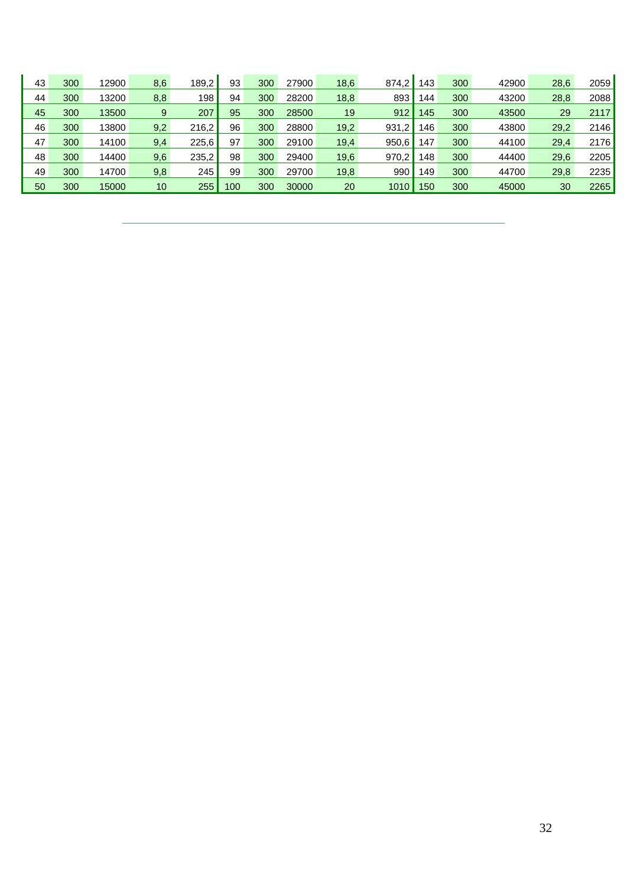| | | | | | | | | | | | | | | |
|---|---|---|---|---|---|---|---|---|---|---|---|---|---|---|
| 43 | 300 | 12900 | 8,6 | 189,2 | 93 | 300 | 27900 | 18,6 | 874,2 | 143 | 300 | 42900 | 28,6 | 2059 |
| 44 | 300 | 13200 | 8,8 | 198 | 94 | 300 | 28200 | 18,8 | 893 | 144 | 300 | 43200 | 28,8 | 2088 |
| 45 | 300 | 13500 | 9 | 207 | 95 | 300 | 28500 | 19 | 912 | 145 | 300 | 43500 | 29 | 2117 |
| 46 | 300 | 13800 | 9,2 | 216,2 | 96 | 300 | 28800 | 19,2 | 931,2 | 146 | 300 | 43800 | 29,2 | 2146 |
| 47 | 300 | 14100 | 9,4 | 225,6 | 97 | 300 | 29100 | 19,4 | 950,6 | 147 | 300 | 44100 | 29,4 | 2176 |
| 48 | 300 | 14400 | 9,6 | 235,2 | 98 | 300 | 29400 | 19,6 | 970,2 | 148 | 300 | 44400 | 29,6 | 2205 |
| 49 | 300 | 14700 | 9,8 | 245 | 99 | 300 | 29700 | 19,8 | 990 | 149 | 300 | 44700 | 29,8 | 2235 |
| 50 | 300 | 15000 | 10 | 255 | 100 | 300 | 30000 | 20 | 1010 | 150 | 300 | 45000 | 30 | 2265 |